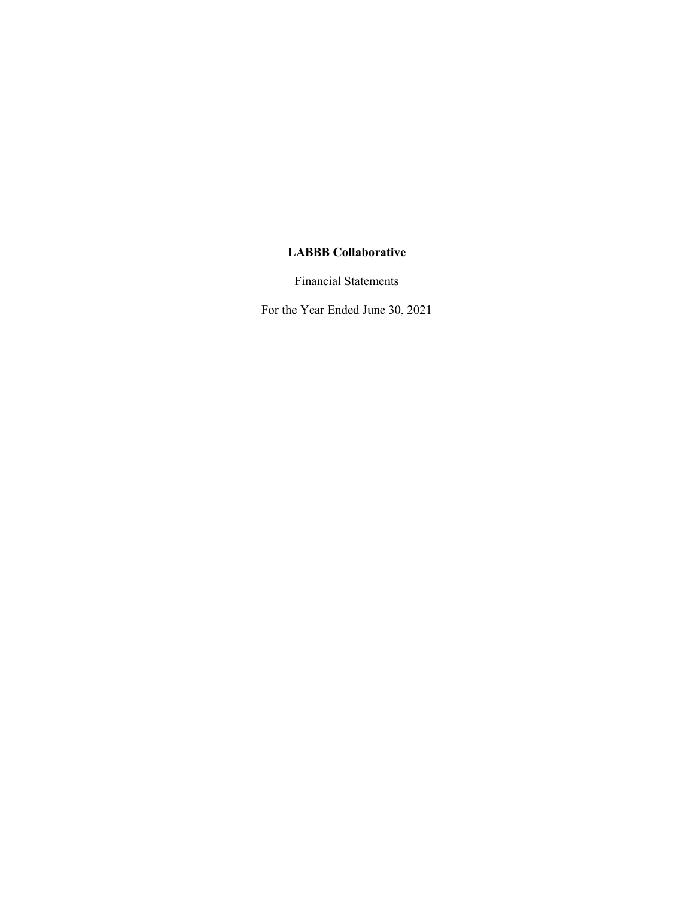# LABBB Collaborative

Financial Statements

For the Year Ended June 30, 2021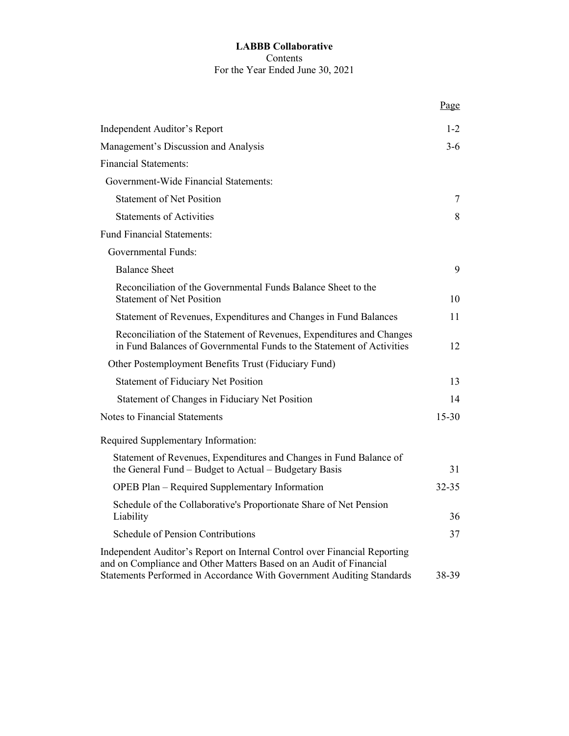**LABBB Collaborative**
Contents
For the Year Ended June 30, 2021

| | Page |
|---|---|
| Independent Auditor's Report | 1-2 |
| Management's Discussion and Analysis | 3-6 |
| Financial Statements: | |
| Government-Wide Financial Statements: | |
| Statement of Net Position | 7 |
| Statements of Activities | 8 |
| Fund Financial Statements: | |
| Governmental Funds: | |
| Balance Sheet | 9 |
| Reconciliation of the Governmental Funds Balance Sheet to the Statement of Net Position | 10 |
| Statement of Revenues, Expenditures and Changes in Fund Balances | 11 |
| Reconciliation of the Statement of Revenues, Expenditures and Changes in Fund Balances of Governmental Funds to the Statement of Activities | 12 |
| Other Postemployment Benefits Trust (Fiduciary Fund) | |
| Statement of Fiduciary Net Position | 13 |
| Statement of Changes in Fiduciary Net Position | 14 |
| Notes to Financial Statements | 15-30 |
| Required Supplementary Information: | |
| Statement of Revenues, Expenditures and Changes in Fund Balance of the General Fund – Budget to Actual – Budgetary Basis | 31 |
| OPEB Plan – Required Supplementary Information | 32-35 |
| Schedule of the Collaborative's Proportionate Share of Net Pension Liability | 36 |
| Schedule of Pension Contributions | 37 |
| Independent Auditor's Report on Internal Control over Financial Reporting and on Compliance and Other Matters Based on an Audit of Financial Statements Performed in Accordance With Government Auditing Standards | 38-39 |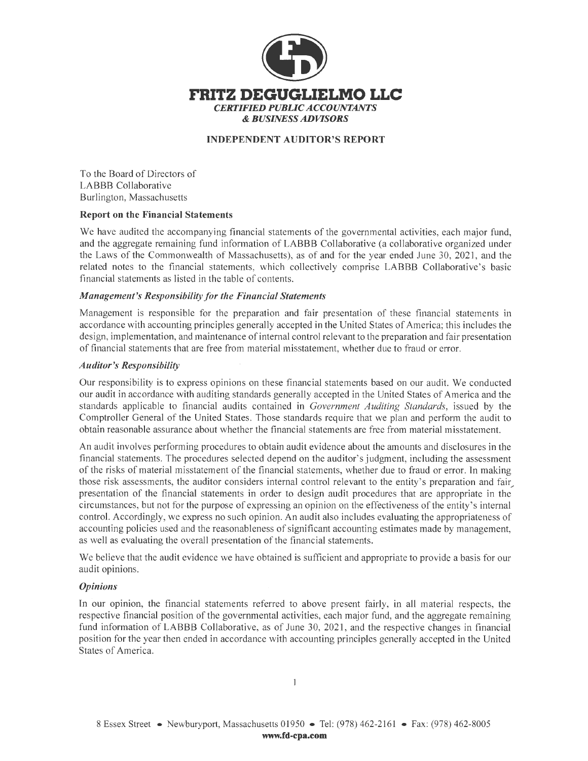# FRITZ DEGUGLIELMO LLC

*CERTIFIED PUBLIC ACCOUNTANTS & BUSINESS ADVISORS*

## INDEPENDENT AUDITOR'S REPORT

To the Board of Directors of
LABBB Collaborative
Burlington, Massachusetts

### Report on the Financial Statements

We have audited the accompanying financial statements of the governmental activities, each major fund, and the aggregate remaining fund information of LABBB Collaborative (a collaborative organized under the Laws of the Commonwealth of Massachusetts), as of and for the year ended June 30, 2021, and the related notes to the financial statements, which collectively comprise LABBB Collaborative's basic financial statements as listed in the table of contents.

#### *Management's Responsibility for the Financial Statements*

Management is responsible for the preparation and fair presentation of these financial statements in accordance with accounting principles generally accepted in the United States of America; this includes the design, implementation, and maintenance of internal control relevant to the preparation and fair presentation of financial statements that are free from material misstatement, whether due to fraud or error.

#### *Auditor's Responsibility*

Our responsibility is to express opinions on these financial statements based on our audit. We conducted our audit in accordance with auditing standards generally accepted in the United States of America and the standards applicable to financial audits contained in *Government Auditing Standards*, issued by the Comptroller General of the United States. Those standards require that we plan and perform the audit to obtain reasonable assurance about whether the financial statements are free from material misstatement.

An audit involves performing procedures to obtain audit evidence about the amounts and disclosures in the financial statements. The procedures selected depend on the auditor's judgment, including the assessment of the risks of material misstatement of the financial statements, whether due to fraud or error. In making those risk assessments, the auditor considers internal control relevant to the entity's preparation and fair presentation of the financial statements in order to design audit procedures that are appropriate in the circumstances, but not for the purpose of expressing an opinion on the effectiveness of the entity's internal control. Accordingly, we express no such opinion. An audit also includes evaluating the appropriateness of accounting policies used and the reasonableness of significant accounting estimates made by management, as well as evaluating the overall presentation of the financial statements.

We believe that the audit evidence we have obtained is sufficient and appropriate to provide a basis for our audit opinions.

#### *Opinions*

In our opinion, the financial statements referred to above present fairly, in all material respects, the respective financial position of the governmental activities, each major fund, and the aggregate remaining fund information of LABBB Collaborative, as of June 30, 2021, and the respective changes in financial position for the year then ended in accordance with accounting principles generally accepted in the United States of America.

8 Essex Street • Newburyport, Massachusetts 01950 • Tel: (978) 462-2161 • Fax: (978) 462-8005
**www.fd-cpa.com**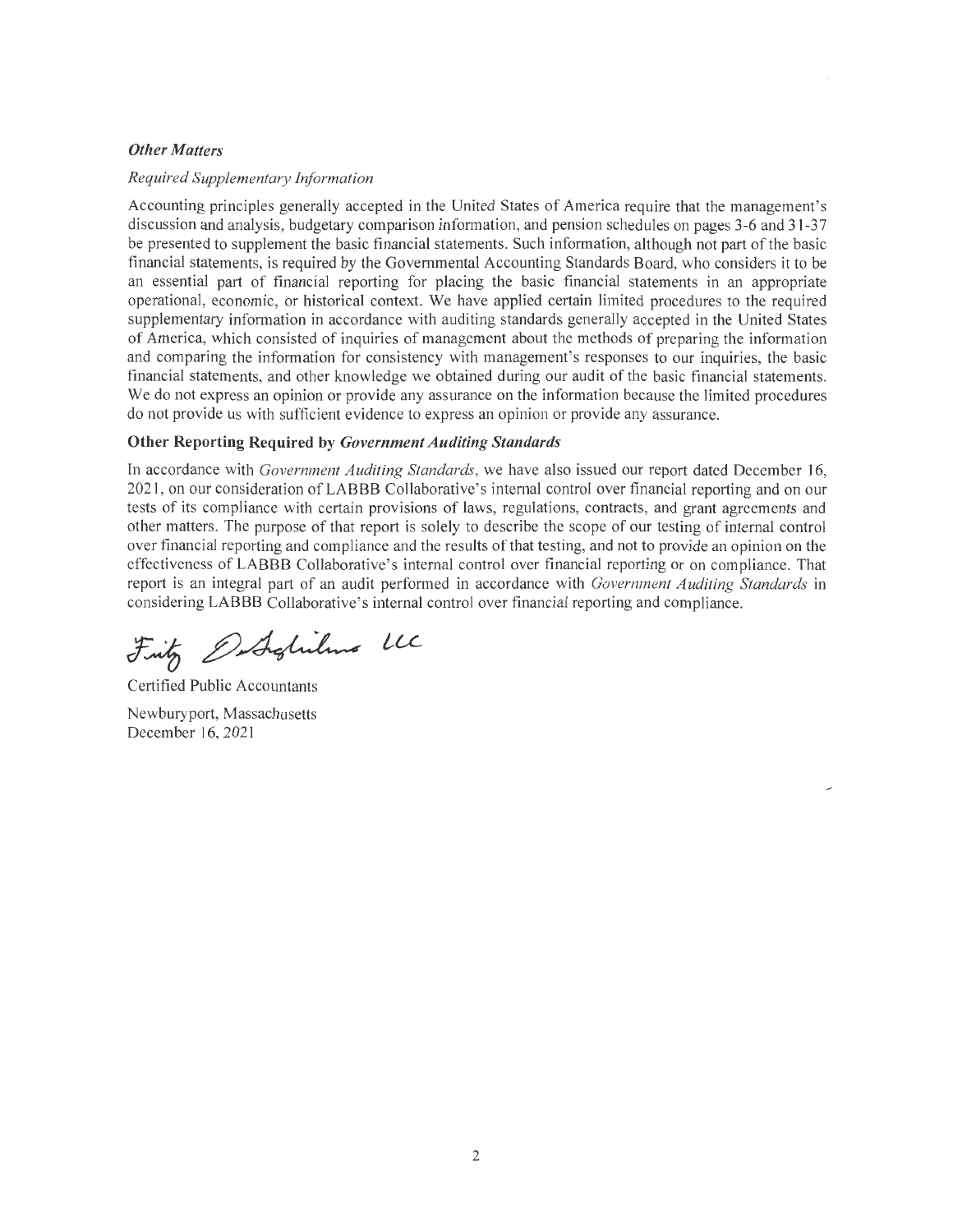### *Other Matters*

*Required Supplementary Information*

Accounting principles generally accepted in the United States of America require that the management's discussion and analysis, budgetary comparison information, and pension schedules on pages 3-6 and 31-37 be presented to supplement the basic financial statements. Such information, although not part of the basic financial statements, is required by the Governmental Accounting Standards Board, who considers it to be an essential part of financial reporting for placing the basic financial statements in an appropriate operational, economic, or historical context. We have applied certain limited procedures to the required supplementary information in accordance with auditing standards generally accepted in the United States of America, which consisted of inquiries of management about the methods of preparing the information and comparing the information for consistency with management's responses to our inquiries, the basic financial statements, and other knowledge we obtained during our audit of the basic financial statements. We do not express an opinion or provide any assurance on the information because the limited procedures do not provide us with sufficient evidence to express an opinion or provide any assurance.

### Other Reporting Required by *Government Auditing Standards*

In accordance with *Government Auditing Standards*, we have also issued our report dated December 16, 2021, on our consideration of LABBB Collaborative's internal control over financial reporting and on our tests of its compliance with certain provisions of laws, regulations, contracts, and grant agreements and other matters. The purpose of that report is solely to describe the scope of our testing of internal control over financial reporting and compliance and the results of that testing, and not to provide an opinion on the effectiveness of LABBB Collaborative's internal control over financial reporting or on compliance. That report is an integral part of an audit performed in accordance with *Government Auditing Standards* in considering LABBB Collaborative's internal control over financial reporting and compliance.

*Fritz DeGuglielmo LLC*

Certified Public Accountants

Newburyport, Massachusetts
December 16, 2021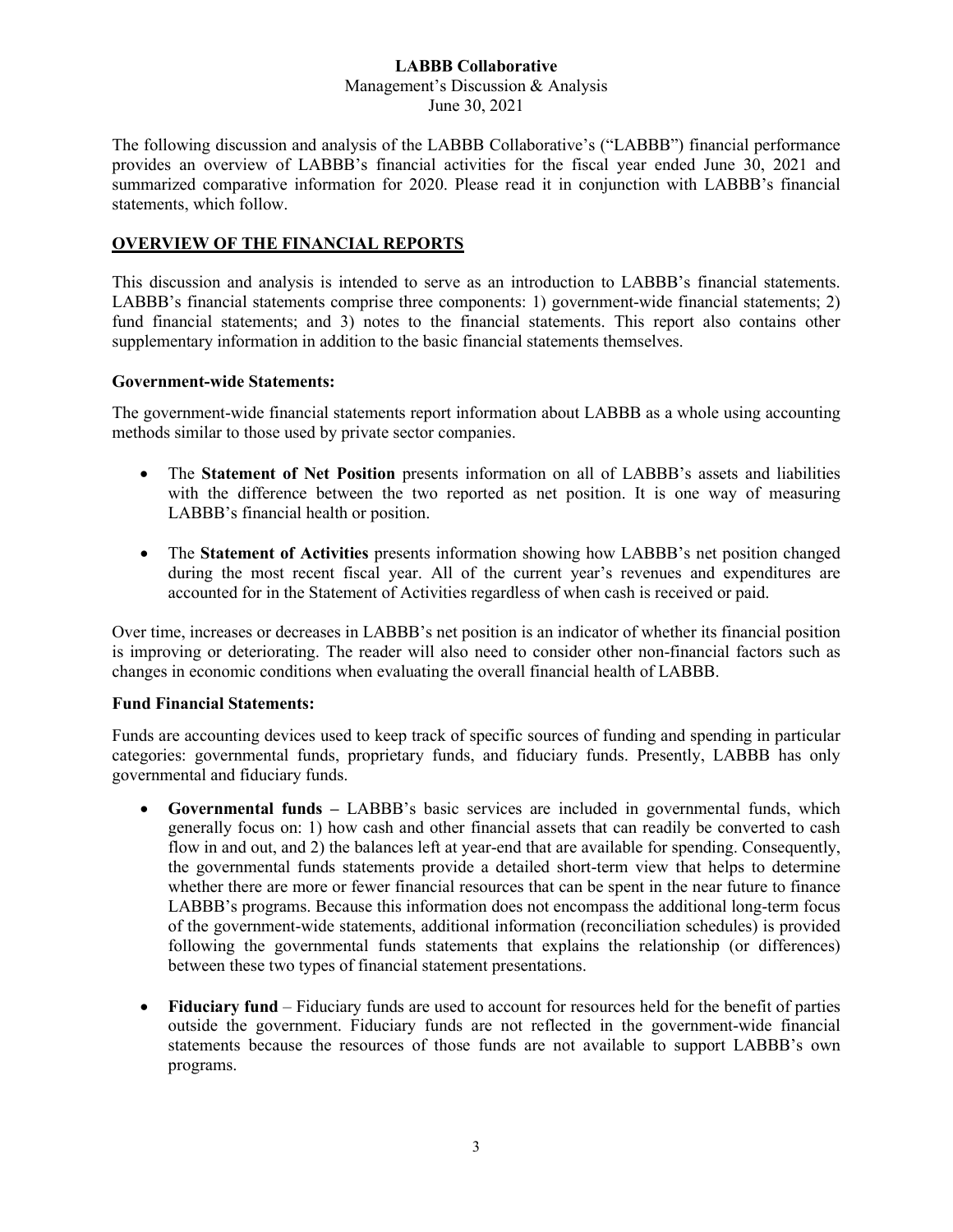# LABBB Collaborative

Management's Discussion & Analysis
June 30, 2021

The following discussion and analysis of the LABBB Collaborative's ("LABBB") financial performance provides an overview of LABBB's financial activities for the fiscal year ended June 30, 2021 and summarized comparative information for 2020. Please read it in conjunction with LABBB's financial statements, which follow.

## OVERVIEW OF THE FINANCIAL REPORTS

This discussion and analysis is intended to serve as an introduction to LABBB's financial statements. LABBB's financial statements comprise three components: 1) government-wide financial statements; 2) fund financial statements; and 3) notes to the financial statements. This report also contains other supplementary information in addition to the basic financial statements themselves.

### Government-wide Statements:

The government-wide financial statements report information about LABBB as a whole using accounting methods similar to those used by private sector companies.

- The **Statement of Net Position** presents information on all of LABBB's assets and liabilities with the difference between the two reported as net position. It is one way of measuring LABBB's financial health or position.
- The **Statement of Activities** presents information showing how LABBB's net position changed during the most recent fiscal year. All of the current year's revenues and expenditures are accounted for in the Statement of Activities regardless of when cash is received or paid.

Over time, increases or decreases in LABBB's net position is an indicator of whether its financial position is improving or deteriorating. The reader will also need to consider other non-financial factors such as changes in economic conditions when evaluating the overall financial health of LABBB.

### Fund Financial Statements:

Funds are accounting devices used to keep track of specific sources of funding and spending in particular categories: governmental funds, proprietary funds, and fiduciary funds. Presently, LABBB has only governmental and fiduciary funds.

- **Governmental funds –** LABBB's basic services are included in governmental funds, which generally focus on: 1) how cash and other financial assets that can readily be converted to cash flow in and out, and 2) the balances left at year-end that are available for spending. Consequently, the governmental funds statements provide a detailed short-term view that helps to determine whether there are more or fewer financial resources that can be spent in the near future to finance LABBB's programs. Because this information does not encompass the additional long-term focus of the government-wide statements, additional information (reconciliation schedules) is provided following the governmental funds statements that explains the relationship (or differences) between these two types of financial statement presentations.
- **Fiduciary fund** – Fiduciary funds are used to account for resources held for the benefit of parties outside the government. Fiduciary funds are not reflected in the government-wide financial statements because the resources of those funds are not available to support LABBB's own programs.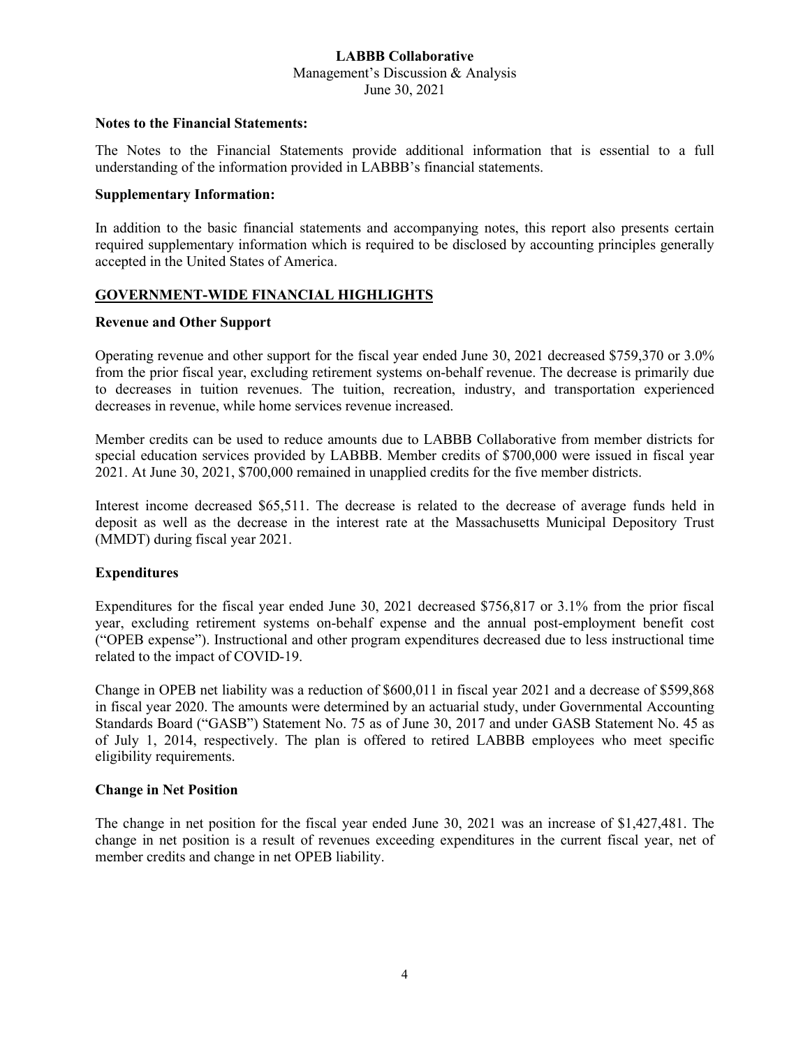**Notes to the Financial Statements:**

The Notes to the Financial Statements provide additional information that is essential to a full understanding of the information provided in LABBB's financial statements.

**Supplementary Information:**

In addition to the basic financial statements and accompanying notes, this report also presents certain required supplementary information which is required to be disclosed by accounting principles generally accepted in the United States of America.

## GOVERNMENT-WIDE FINANCIAL HIGHLIGHTS

**Revenue and Other Support**

Operating revenue and other support for the fiscal year ended June 30, 2021 decreased $759,370 or 3.0% from the prior fiscal year, excluding retirement systems on-behalf revenue. The decrease is primarily due to decreases in tuition revenues. The tuition, recreation, industry, and transportation experienced decreases in revenue, while home services revenue increased.

Member credits can be used to reduce amounts due to LABBB Collaborative from member districts for special education services provided by LABBB. Member credits of $700,000 were issued in fiscal year 2021. At June 30, 2021, $700,000 remained in unapplied credits for the five member districts.

Interest income decreased $65,511. The decrease is related to the decrease of average funds held in deposit as well as the decrease in the interest rate at the Massachusetts Municipal Depository Trust (MMDT) during fiscal year 2021.

**Expenditures**

Expenditures for the fiscal year ended June 30, 2021 decreased $756,817 or 3.1% from the prior fiscal year, excluding retirement systems on-behalf expense and the annual post-employment benefit cost ("OPEB expense"). Instructional and other program expenditures decreased due to less instructional time related to the impact of COVID-19.

Change in OPEB net liability was a reduction of $600,011 in fiscal year 2021 and a decrease of $599,868 in fiscal year 2020. The amounts were determined by an actuarial study, under Governmental Accounting Standards Board ("GASB") Statement No. 75 as of June 30, 2017 and under GASB Statement No. 45 as of July 1, 2014, respectively. The plan is offered to retired LABBB employees who meet specific eligibility requirements.

**Change in Net Position**

The change in net position for the fiscal year ended June 30, 2021 was an increase of $1,427,481. The change in net position is a result of revenues exceeding expenditures in the current fiscal year, net of member credits and change in net OPEB liability.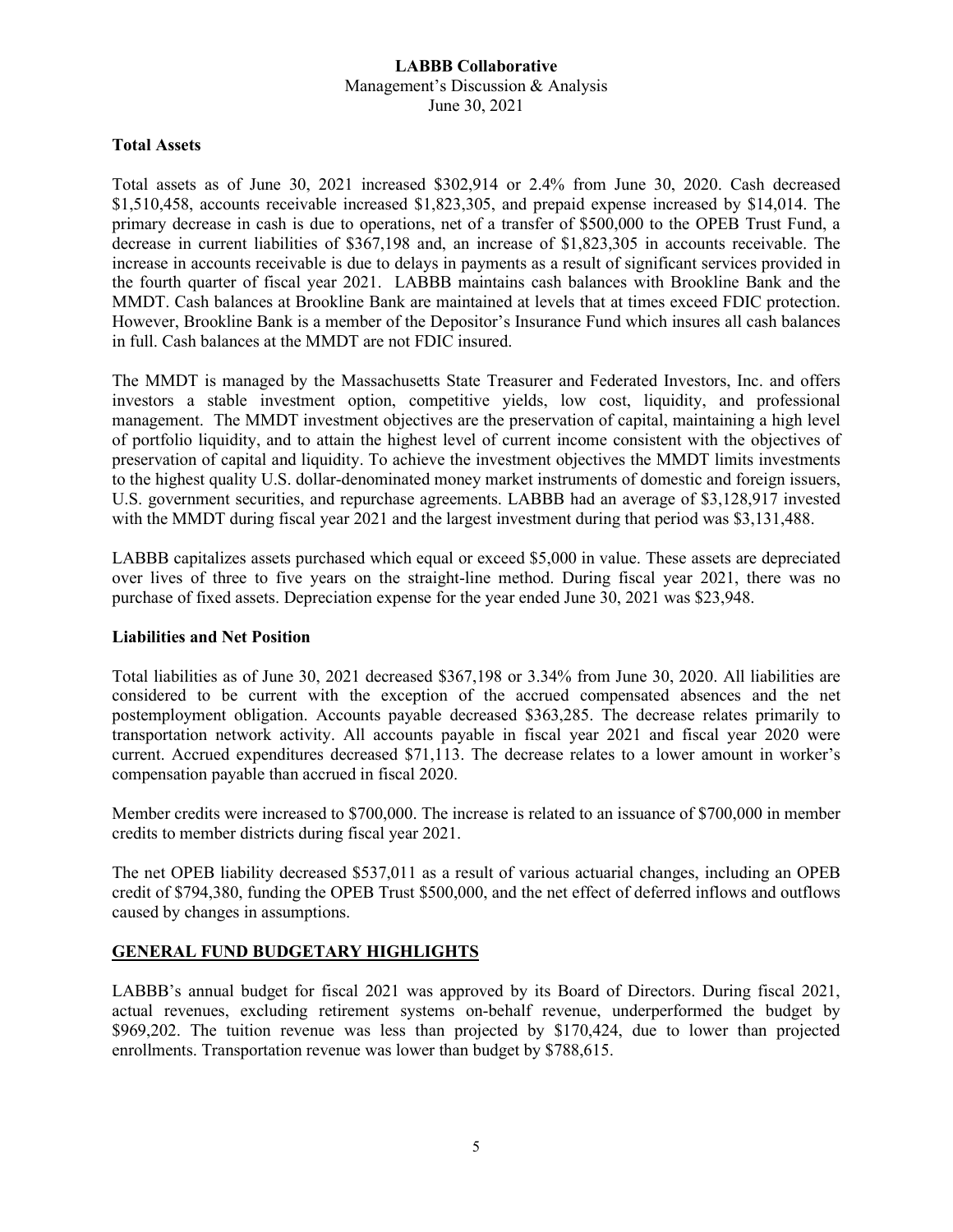### Total Assets

Total assets as of June 30, 2021 increased $302,914 or 2.4% from June 30, 2020. Cash decreased $1,510,458, accounts receivable increased $1,823,305, and prepaid expense increased by $14,014. The primary decrease in cash is due to operations, net of a transfer of $500,000 to the OPEB Trust Fund, a decrease in current liabilities of $367,198 and, an increase of $1,823,305 in accounts receivable. The increase in accounts receivable is due to delays in payments as a result of significant services provided in the fourth quarter of fiscal year 2021. LABBB maintains cash balances with Brookline Bank and the MMDT. Cash balances at Brookline Bank are maintained at levels that at times exceed FDIC protection. However, Brookline Bank is a member of the Depositor's Insurance Fund which insures all cash balances in full. Cash balances at the MMDT are not FDIC insured.

The MMDT is managed by the Massachusetts State Treasurer and Federated Investors, Inc. and offers investors a stable investment option, competitive yields, low cost, liquidity, and professional management. The MMDT investment objectives are the preservation of capital, maintaining a high level of portfolio liquidity, and to attain the highest level of current income consistent with the objectives of preservation of capital and liquidity. To achieve the investment objectives the MMDT limits investments to the highest quality U.S. dollar-denominated money market instruments of domestic and foreign issuers, U.S. government securities, and repurchase agreements. LABBB had an average of $3,128,917 invested with the MMDT during fiscal year 2021 and the largest investment during that period was $3,131,488.

LABBB capitalizes assets purchased which equal or exceed $5,000 in value. These assets are depreciated over lives of three to five years on the straight-line method. During fiscal year 2021, there was no purchase of fixed assets. Depreciation expense for the year ended June 30, 2021 was $23,948.

### Liabilities and Net Position

Total liabilities as of June 30, 2021 decreased $367,198 or 3.34% from June 30, 2020. All liabilities are considered to be current with the exception of the accrued compensated absences and the net postemployment obligation. Accounts payable decreased $363,285. The decrease relates primarily to transportation network activity. All accounts payable in fiscal year 2021 and fiscal year 2020 were current. Accrued expenditures decreased $71,113. The decrease relates to a lower amount in worker's compensation payable than accrued in fiscal 2020.

Member credits were increased to $700,000. The increase is related to an issuance of $700,000 in member credits to member districts during fiscal year 2021.

The net OPEB liability decreased $537,011 as a result of various actuarial changes, including an OPEB credit of $794,380, funding the OPEB Trust $500,000, and the net effect of deferred inflows and outflows caused by changes in assumptions.

## GENERAL FUND BUDGETARY HIGHLIGHTS

LABBB's annual budget for fiscal 2021 was approved by its Board of Directors. During fiscal 2021, actual revenues, excluding retirement systems on-behalf revenue, underperformed the budget by $969,202. The tuition revenue was less than projected by $170,424, due to lower than projected enrollments. Transportation revenue was lower than budget by $788,615.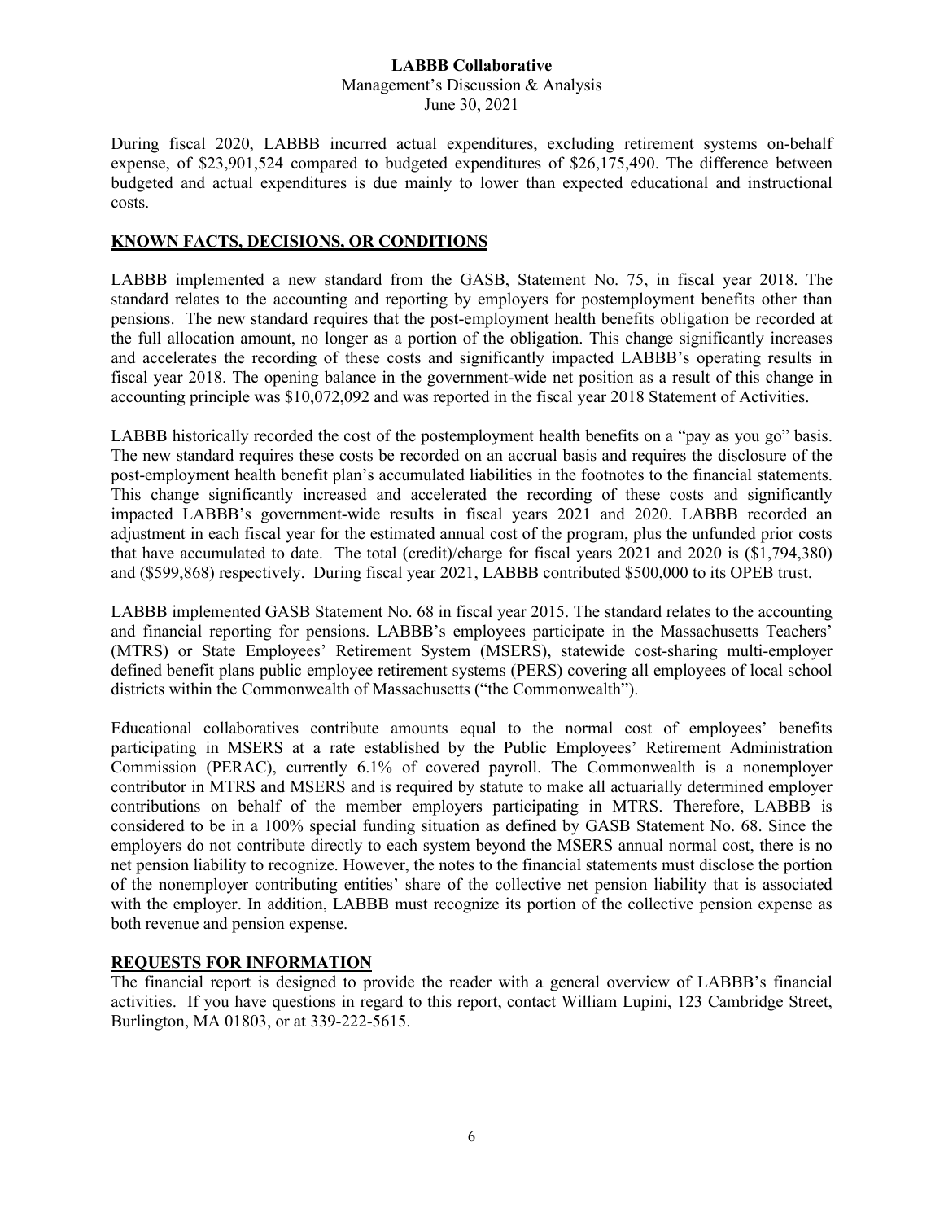During fiscal 2020, LABBB incurred actual expenditures, excluding retirement systems on-behalf expense, of $23,901,524 compared to budgeted expenditures of $26,175,490. The difference between budgeted and actual expenditures is due mainly to lower than expected educational and instructional costs.

## KNOWN FACTS, DECISIONS, OR CONDITIONS

LABBB implemented a new standard from the GASB, Statement No. 75, in fiscal year 2018. The standard relates to the accounting and reporting by employers for postemployment benefits other than pensions. The new standard requires that the post-employment health benefits obligation be recorded at the full allocation amount, no longer as a portion of the obligation. This change significantly increases and accelerates the recording of these costs and significantly impacted LABBB's operating results in fiscal year 2018. The opening balance in the government-wide net position as a result of this change in accounting principle was $10,072,092 and was reported in the fiscal year 2018 Statement of Activities.

LABBB historically recorded the cost of the postemployment health benefits on a "pay as you go" basis. The new standard requires these costs be recorded on an accrual basis and requires the disclosure of the post-employment health benefit plan's accumulated liabilities in the footnotes to the financial statements. This change significantly increased and accelerated the recording of these costs and significantly impacted LABBB's government-wide results in fiscal years 2021 and 2020. LABBB recorded an adjustment in each fiscal year for the estimated annual cost of the program, plus the unfunded prior costs that have accumulated to date. The total (credit)/charge for fiscal years 2021 and 2020 is ($1,794,380) and ($599,868) respectively. During fiscal year 2021, LABBB contributed $500,000 to its OPEB trust.

LABBB implemented GASB Statement No. 68 in fiscal year 2015. The standard relates to the accounting and financial reporting for pensions. LABBB's employees participate in the Massachusetts Teachers' (MTRS) or State Employees' Retirement System (MSERS), statewide cost-sharing multi-employer defined benefit plans public employee retirement systems (PERS) covering all employees of local school districts within the Commonwealth of Massachusetts ("the Commonwealth").

Educational collaboratives contribute amounts equal to the normal cost of employees' benefits participating in MSERS at a rate established by the Public Employees' Retirement Administration Commission (PERAC), currently 6.1% of covered payroll. The Commonwealth is a nonemployer contributor in MTRS and MSERS and is required by statute to make all actuarially determined employer contributions on behalf of the member employers participating in MTRS. Therefore, LABBB is considered to be in a 100% special funding situation as defined by GASB Statement No. 68. Since the employers do not contribute directly to each system beyond the MSERS annual normal cost, there is no net pension liability to recognize. However, the notes to the financial statements must disclose the portion of the nonemployer contributing entities' share of the collective net pension liability that is associated with the employer. In addition, LABBB must recognize its portion of the collective pension expense as both revenue and pension expense.

## REQUESTS FOR INFORMATION

The financial report is designed to provide the reader with a general overview of LABBB's financial activities. If you have questions in regard to this report, contact William Lupini, 123 Cambridge Street, Burlington, MA 01803, or at 339-222-5615.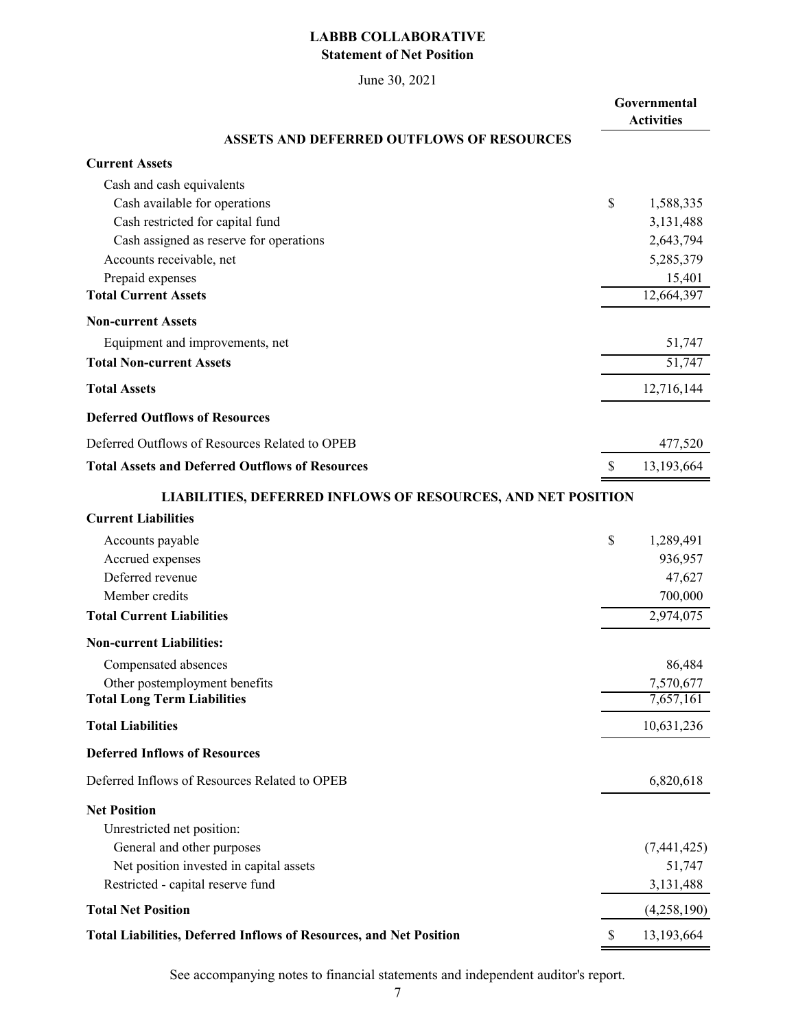# LABBB COLLABORATIVE

## Statement of Net Position

June 30, 2021

| | Governmental Activities |
|---|---|
| **ASSETS AND DEFERRED OUTFLOWS OF RESOURCES** | |
| **Current Assets** | |
| Cash and cash equivalents | |
| Cash available for operations | $ 1,588,335 |
| Cash restricted for capital fund | 3,131,488 |
| Cash assigned as reserve for operations | 2,643,794 |
| Accounts receivable, net | 5,285,379 |
| Prepaid expenses | 15,401 |
| **Total Current Assets** | 12,664,397 |
| **Non-current Assets** | |
| Equipment and improvements, net | 51,747 |
| **Total Non-current Assets** | 51,747 |
| **Total Assets** | 12,716,144 |
| **Deferred Outflows of Resources** | |
| Deferred Outflows of Resources Related to OPEB | 477,520 |
| **Total Assets and Deferred Outflows of Resources** | $ 13,193,664 |
| **LIABILITIES, DEFERRED INFLOWS OF RESOURCES, AND NET POSITION** | |
| **Current Liabilities** | |
| Accounts payable | $ 1,289,491 |
| Accrued expenses | 936,957 |
| Deferred revenue | 47,627 |
| Member credits | 700,000 |
| **Total Current Liabilities** | 2,974,075 |
| **Non-current Liabilities:** | |
| Compensated absences | 86,484 |
| Other postemployment benefits | 7,570,677 |
| **Total Long Term Liabilities** | 7,657,161 |
| **Total Liabilities** | 10,631,236 |
| **Deferred Inflows of Resources** | |
| Deferred Inflows of Resources Related to OPEB | 6,820,618 |
| **Net Position** | |
| Unrestricted net position: | |
| General and other purposes | (7,441,425) |
| Net position invested in capital assets | 51,747 |
| Restricted - capital reserve fund | 3,131,488 |
| **Total Net Position** | (4,258,190) |
| **Total Liabilities, Deferred Inflows of Resources, and Net Position** | $ 13,193,664 |

See accompanying notes to financial statements and independent auditor's report.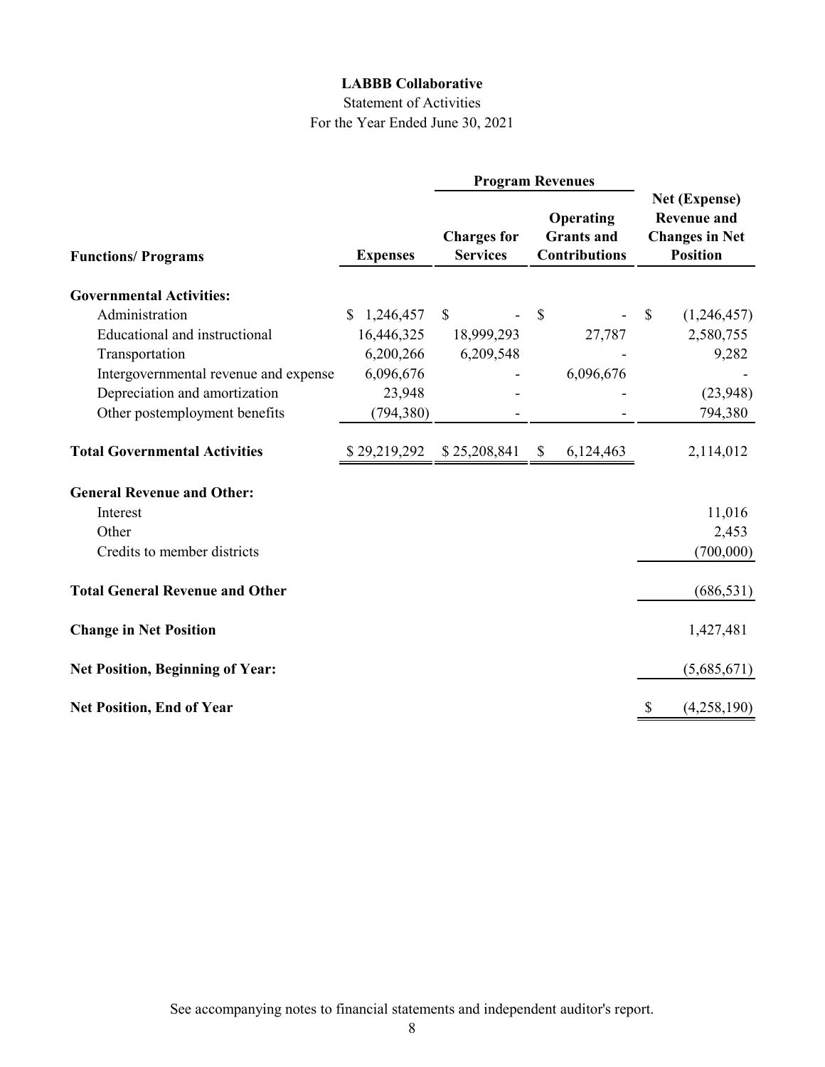# LABBB Collaborative

Statement of Activities

For the Year Ended June 30, 2021

| Functions/ Programs | Expenses | Program Revenues: Charges for Services | Program Revenues: Operating Grants and Contributions | Net (Expense) Revenue and Changes in Net Position |
|---|---|---|---|---|
| **Governmental Activities:** | | | | |
| Administration | $ 1,246,457 | $ - | $ - | $ (1,246,457) |
| Educational and instructional | 16,446,325 | 18,999,293 | 27,787 | 2,580,755 |
| Transportation | 6,200,266 | 6,209,548 | - | 9,282 |
| Intergovernmental revenue and expense | 6,096,676 | - | 6,096,676 | - |
| Depreciation and amortization | 23,948 | - | - | (23,948) |
| Other postemployment benefits | (794,380) | - | - | 794,380 |
| **Total Governmental Activities** | $ 29,219,292 | $ 25,208,841 | $ 6,124,463 | 2,114,012 |
| **General Revenue and Other:** | | | | |
| Interest | | | | 11,016 |
| Other | | | | 2,453 |
| Credits to member districts | | | | (700,000) |
| **Total General Revenue and Other** | | | | (686,531) |
| **Change in Net Position** | | | | 1,427,481 |
| **Net Position, Beginning of Year:** | | | | (5,685,671) |
| **Net Position, End of Year** | | | | $ (4,258,190) |

See accompanying notes to financial statements and independent auditor's report.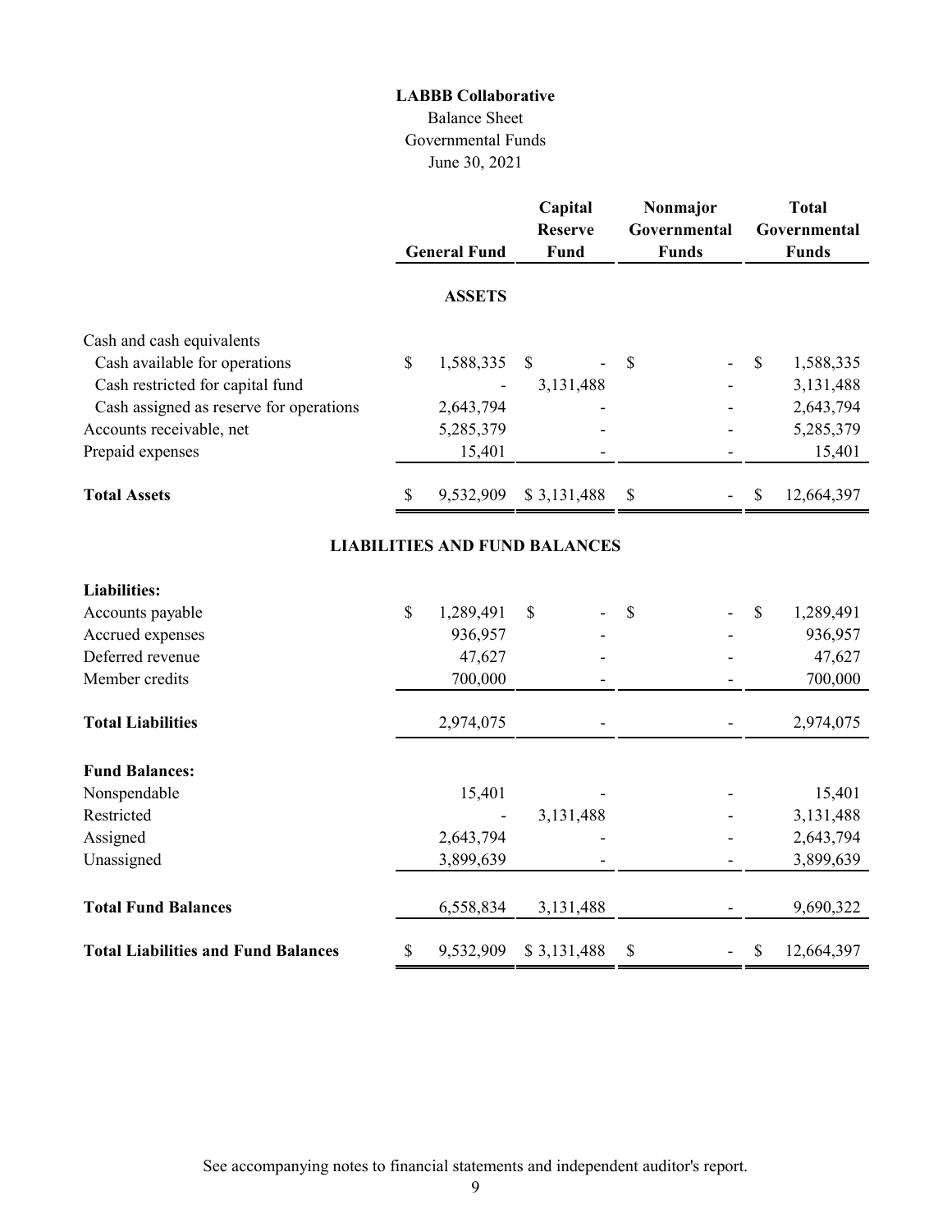**LABBB Collaborative**

Balance Sheet

Governmental Funds

June 30, 2021

| | General Fund | Capital Reserve Fund | Nonmajor Governmental Funds | Total Governmental Funds |
|---|---|---|---|---|
| **ASSETS** | | | | |
| Cash and cash equivalents | | | | |
| Cash available for operations | $ 1,588,335 | $ - | $ - | $ 1,588,335 |
| Cash restricted for capital fund | - | 3,131,488 | - | 3,131,488 |
| Cash assigned as reserve for operations | 2,643,794 | - | - | 2,643,794 |
| Accounts receivable, net | 5,285,379 | - | - | 5,285,379 |
| Prepaid expenses | 15,401 | - | - | 15,401 |
| **Total Assets** | $ 9,532,909 | $ 3,131,488 | $ - | $ 12,664,397 |
| **LIABILITIES AND FUND BALANCES** | | | | |
| **Liabilities:** | | | | |
| Accounts payable | $ 1,289,491 | $ - | $ - | $ 1,289,491 |
| Accrued expenses | 936,957 | - | - | 936,957 |
| Deferred revenue | 47,627 | - | - | 47,627 |
| Member credits | 700,000 | - | - | 700,000 |
| **Total Liabilities** | 2,974,075 | - | - | 2,974,075 |
| **Fund Balances:** | | | | |
| Nonspendable | 15,401 | - | - | 15,401 |
| Restricted | - | 3,131,488 | - | 3,131,488 |
| Assigned | 2,643,794 | - | - | 2,643,794 |
| Unassigned | 3,899,639 | - | - | 3,899,639 |
| **Total Fund Balances** | 6,558,834 | 3,131,488 | - | 9,690,322 |
| **Total Liabilities and Fund Balances** | $ 9,532,909 | $ 3,131,488 | $ - | $ 12,664,397 |

See accompanying notes to financial statements and independent auditor's report.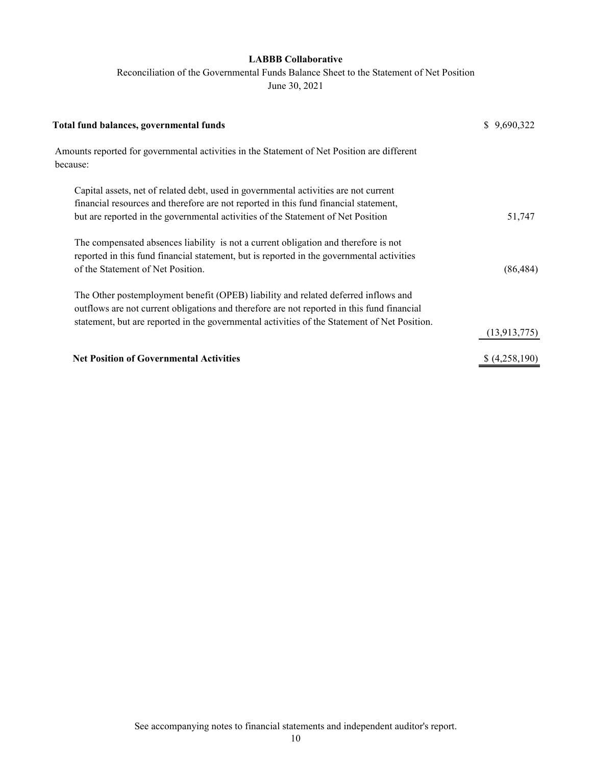**LABBB Collaborative**

Reconciliation of the Governmental Funds Balance Sheet to the Statement of Net Position

June 30, 2021

| | |
|---|---|
| **Total fund balances, governmental funds** | $ 9,690,322 |
| Amounts reported for governmental activities in the Statement of Net Position are different because: | |
| Capital assets, net of related debt, used in governmental activities are not current financial resources and therefore are not reported in this fund financial statement, but are reported in the governmental activities of the Statement of Net Position | 51,747 |
| The compensated absences liability is not a current obligation and therefore is not reported in this fund financial statement, but is reported in the governmental activities of the Statement of Net Position. | (86,484) |
| The Other postemployment benefit (OPEB) liability and related deferred inflows and outflows are not current obligations and therefore are not reported in this fund financial statement, but are reported in the governmental activities of the Statement of Net Position. | (13,913,775) |
| **Net Position of Governmental Activities** | $ (4,258,190) |

See accompanying notes to financial statements and independent auditor's report.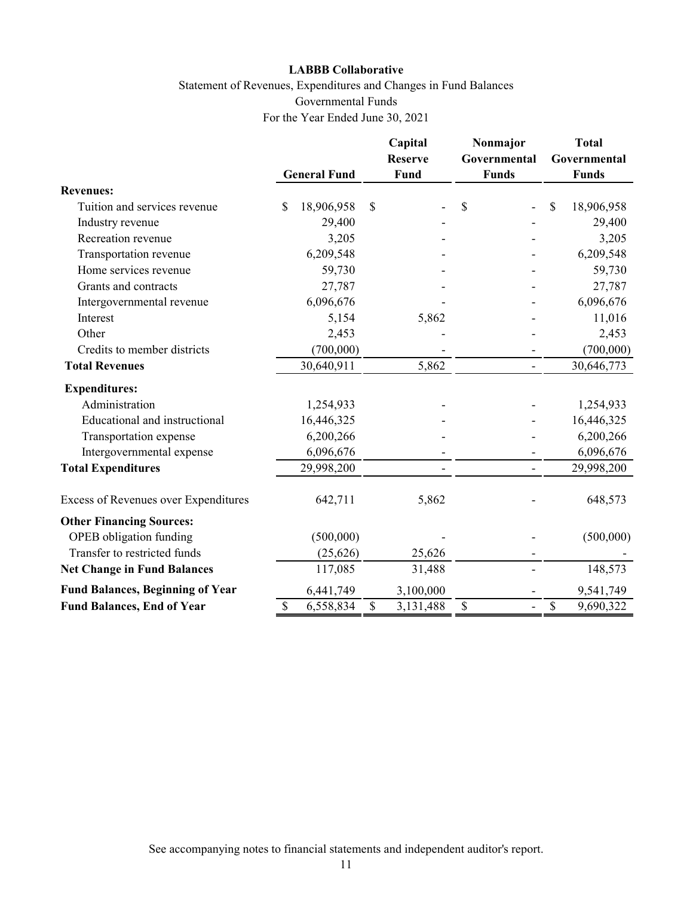**LABBB Collaborative**

Statement of Revenues, Expenditures and Changes in Fund Balances

Governmental Funds

For the Year Ended June 30, 2021

| | General Fund | Capital Reserve Fund | Nonmajor Governmental Funds | Total Governmental Funds |
|---|---|---|---|---|
| **Revenues:** | | | | |
| Tuition and services revenue | $ 18,906,958 | $ - | $ - | $ 18,906,958 |
| Industry revenue | 29,400 | - | - | 29,400 |
| Recreation revenue | 3,205 | - | - | 3,205 |
| Transportation revenue | 6,209,548 | - | - | 6,209,548 |
| Home services revenue | 59,730 | - | - | 59,730 |
| Grants and contracts | 27,787 | - | - | 27,787 |
| Intergovernmental revenue | 6,096,676 | - | - | 6,096,676 |
| Interest | 5,154 | 5,862 | - | 11,016 |
| Other | 2,453 | - | - | 2,453 |
| Credits to member districts | (700,000) | - | - | (700,000) |
| **Total Revenues** | 30,640,911 | 5,862 | - | 30,646,773 |
| **Expenditures:** | | | | |
| Administration | 1,254,933 | - | - | 1,254,933 |
| Educational and instructional | 16,446,325 | - | - | 16,446,325 |
| Transportation expense | 6,200,266 | - | - | 6,200,266 |
| Intergovernmental expense | 6,096,676 | - | - | 6,096,676 |
| **Total Expenditures** | 29,998,200 | - | - | 29,998,200 |
| Excess of Revenues over Expenditures | 642,711 | 5,862 | - | 648,573 |
| **Other Financing Sources:** | | | | |
| OPEB obligation funding | (500,000) | - | - | (500,000) |
| Transfer to restricted funds | (25,626) | 25,626 | - | - |
| **Net Change in Fund Balances** | 117,085 | 31,488 | - | 148,573 |
| **Fund Balances, Beginning of Year** | 6,441,749 | 3,100,000 | - | 9,541,749 |
| **Fund Balances, End of Year** | $ 6,558,834 | $ 3,131,488 | $ - | $ 9,690,322 |

See accompanying notes to financial statements and independent auditor's report.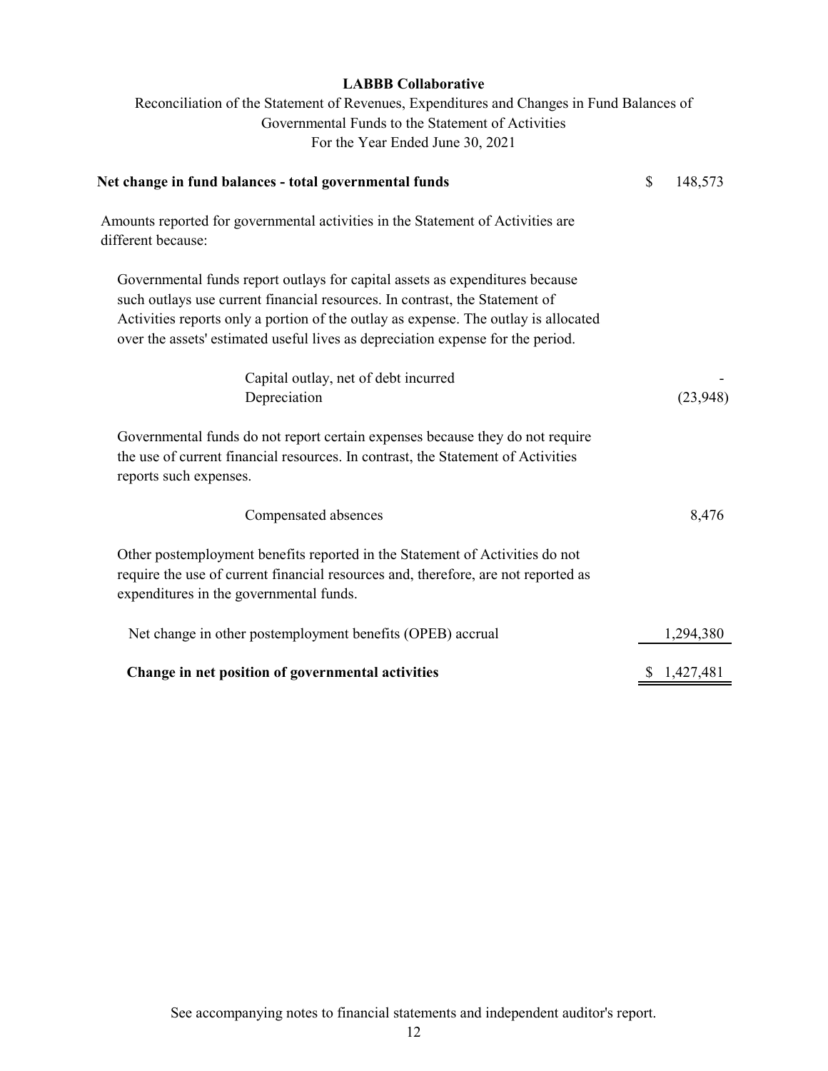**LABBB Collaborative**

Reconciliation of the Statement of Revenues, Expenditures and Changes in Fund Balances of Governmental Funds to the Statement of Activities

For the Year Ended June 30, 2021

| | |
|---|---|
| **Net change in fund balances - total governmental funds** | $ 148,573 |
| Amounts reported for governmental activities in the Statement of Activities are different because: | |
| Governmental funds report outlays for capital assets as expenditures because such outlays use current financial resources. In contrast, the Statement of Activities reports only a portion of the outlay as expense. The outlay is allocated over the assets' estimated useful lives as depreciation expense for the period. | |
| Capital outlay, net of debt incurred | - |
| Depreciation | (23,948) |
| Governmental funds do not report certain expenses because they do not require the use of current financial resources. In contrast, the Statement of Activities reports such expenses. | |
| Compensated absences | 8,476 |
| Other postemployment benefits reported in the Statement of Activities do not require the use of current financial resources and, therefore, are not reported as expenditures in the governmental funds. | |
| Net change in other postemployment benefits (OPEB) accrual | 1,294,380 |
| **Change in net position of governmental activities** | $ 1,427,481 |

See accompanying notes to financial statements and independent auditor's report.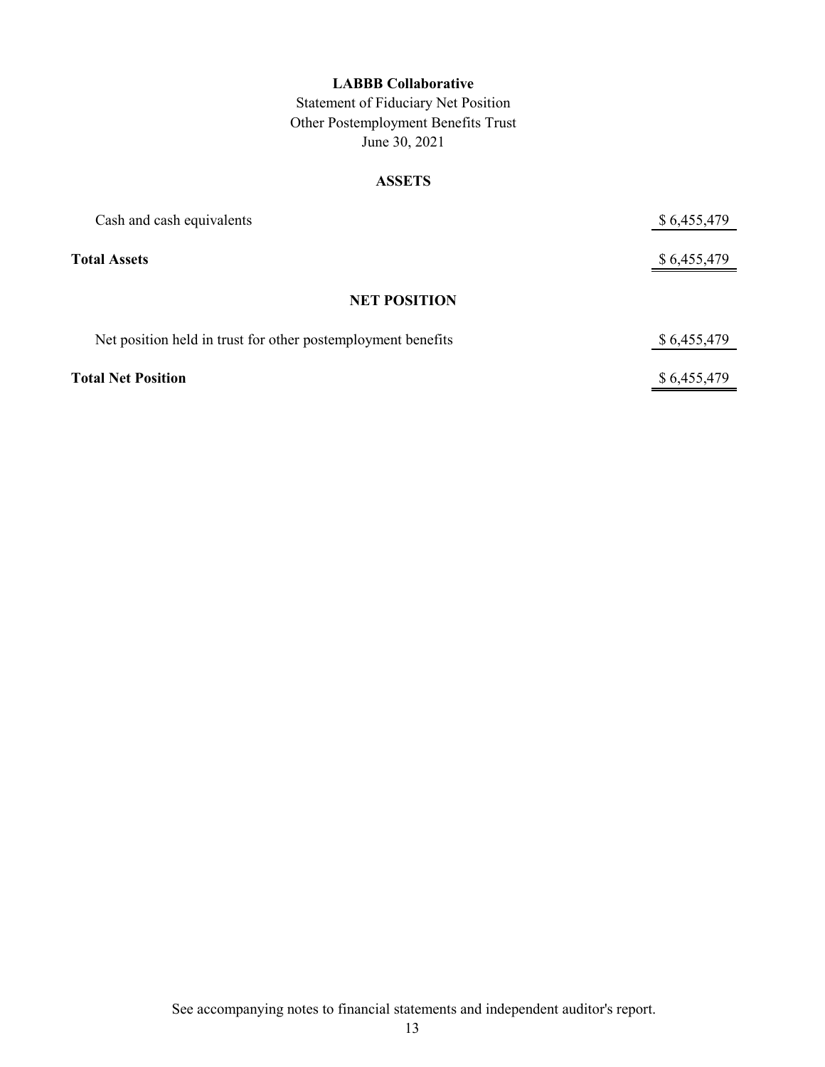**LABBB Collaborative**

Statement of Fiduciary Net Position

Other Postemployment Benefits Trust

June 30, 2021

**ASSETS**

| | |
|---|---|
| Cash and cash equivalents | $ 6,455,479 |
| **Total Assets** | $ 6,455,479 |

**NET POSITION**

| | |
|---|---|
| Net position held in trust for other postemployment benefits | $ 6,455,479 |
| **Total Net Position** | $ 6,455,479 |

See accompanying notes to financial statements and independent auditor's report.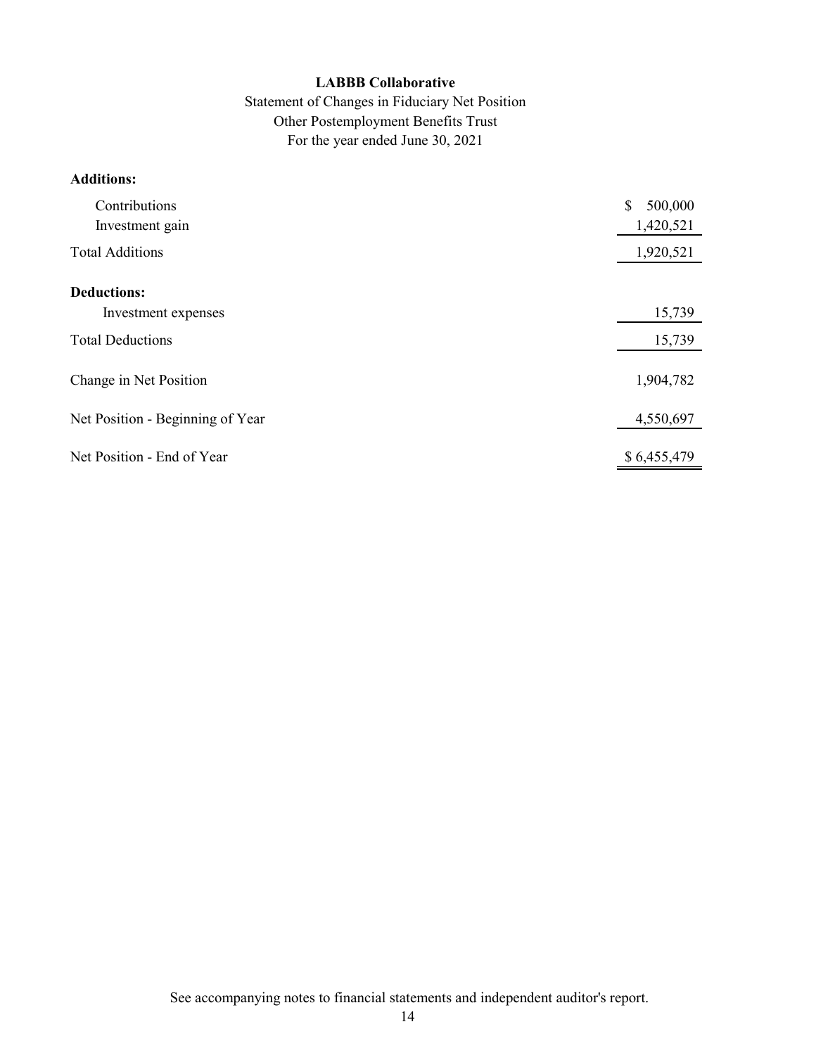**LABBB Collaborative**

Statement of Changes in Fiduciary Net Position

Other Postemployment Benefits Trust

For the year ended June 30, 2021

| | |
|---|---|
| **Additions:** | |
| Contributions | $ 500,000 |
| Investment gain | 1,420,521 |
| Total Additions | 1,920,521 |
| **Deductions:** | |
| Investment expenses | 15,739 |
| Total Deductions | 15,739 |
| Change in Net Position | 1,904,782 |
| Net Position - Beginning of Year | 4,550,697 |
| Net Position - End of Year | $ 6,455,479 |

See accompanying notes to financial statements and independent auditor's report.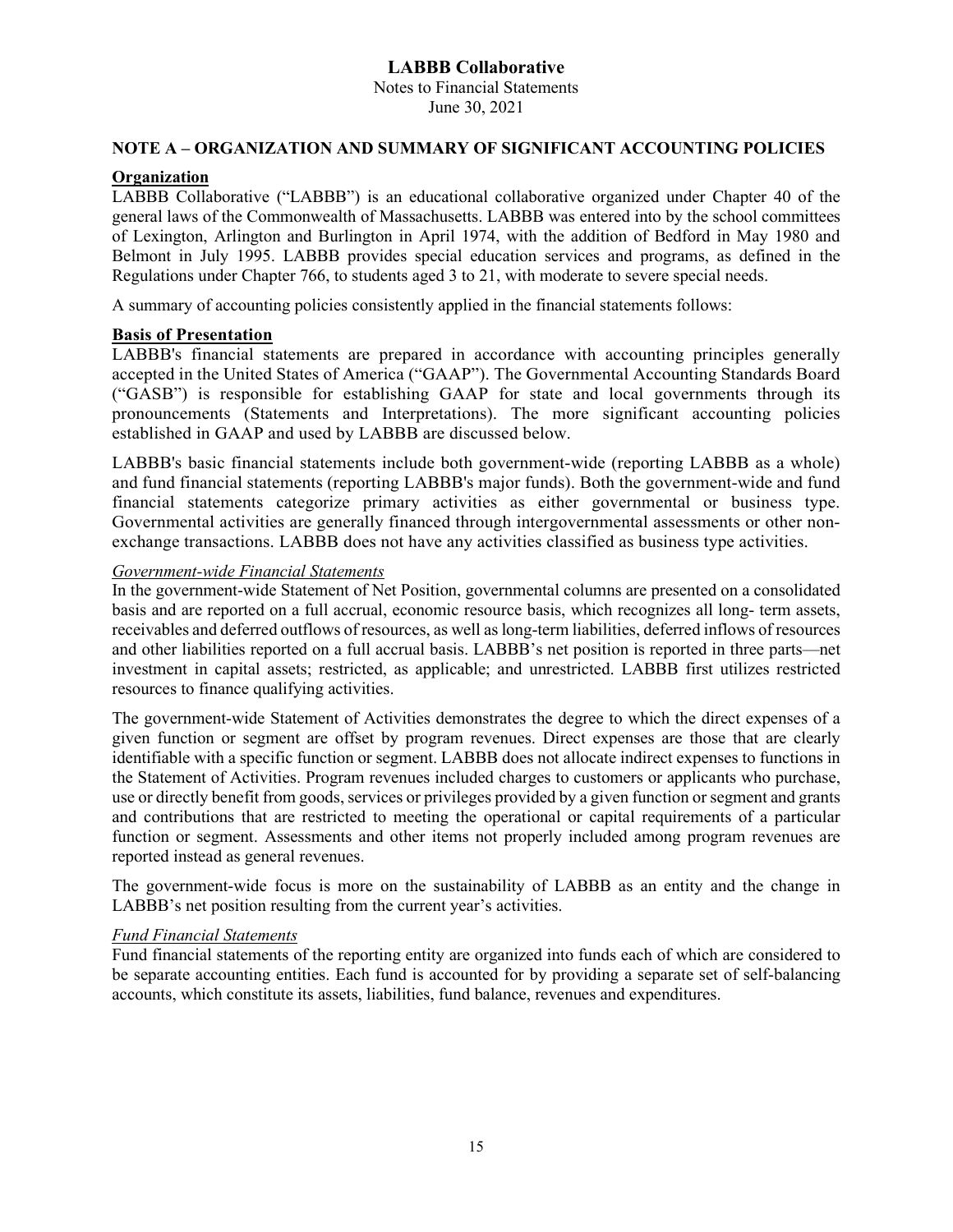# LABBB Collaborative

Notes to Financial Statements
June 30, 2021

## NOTE A – ORGANIZATION AND SUMMARY OF SIGNIFICANT ACCOUNTING POLICIES

### Organization

LABBB Collaborative ("LABBB") is an educational collaborative organized under Chapter 40 of the general laws of the Commonwealth of Massachusetts. LABBB was entered into by the school committees of Lexington, Arlington and Burlington in April 1974, with the addition of Bedford in May 1980 and Belmont in July 1995. LABBB provides special education services and programs, as defined in the Regulations under Chapter 766, to students aged 3 to 21, with moderate to severe special needs.

A summary of accounting policies consistently applied in the financial statements follows:

### Basis of Presentation

LABBB's financial statements are prepared in accordance with accounting principles generally accepted in the United States of America ("GAAP"). The Governmental Accounting Standards Board ("GASB") is responsible for establishing GAAP for state and local governments through its pronouncements (Statements and Interpretations). The more significant accounting policies established in GAAP and used by LABBB are discussed below.

LABBB's basic financial statements include both government-wide (reporting LABBB as a whole) and fund financial statements (reporting LABBB's major funds). Both the government-wide and fund financial statements categorize primary activities as either governmental or business type. Governmental activities are generally financed through intergovernmental assessments or other non-exchange transactions. LABBB does not have any activities classified as business type activities.

*Government-wide Financial Statements*

In the government-wide Statement of Net Position, governmental columns are presented on a consolidated basis and are reported on a full accrual, economic resource basis, which recognizes all long- term assets, receivables and deferred outflows of resources, as well as long-term liabilities, deferred inflows of resources and other liabilities reported on a full accrual basis. LABBB's net position is reported in three parts—net investment in capital assets; restricted, as applicable; and unrestricted. LABBB first utilizes restricted resources to finance qualifying activities.

The government-wide Statement of Activities demonstrates the degree to which the direct expenses of a given function or segment are offset by program revenues. Direct expenses are those that are clearly identifiable with a specific function or segment. LABBB does not allocate indirect expenses to functions in the Statement of Activities. Program revenues included charges to customers or applicants who purchase, use or directly benefit from goods, services or privileges provided by a given function or segment and grants and contributions that are restricted to meeting the operational or capital requirements of a particular function or segment. Assessments and other items not properly included among program revenues are reported instead as general revenues.

The government-wide focus is more on the sustainability of LABBB as an entity and the change in LABBB's net position resulting from the current year's activities.

*Fund Financial Statements*

Fund financial statements of the reporting entity are organized into funds each of which are considered to be separate accounting entities. Each fund is accounted for by providing a separate set of self-balancing accounts, which constitute its assets, liabilities, fund balance, revenues and expenditures.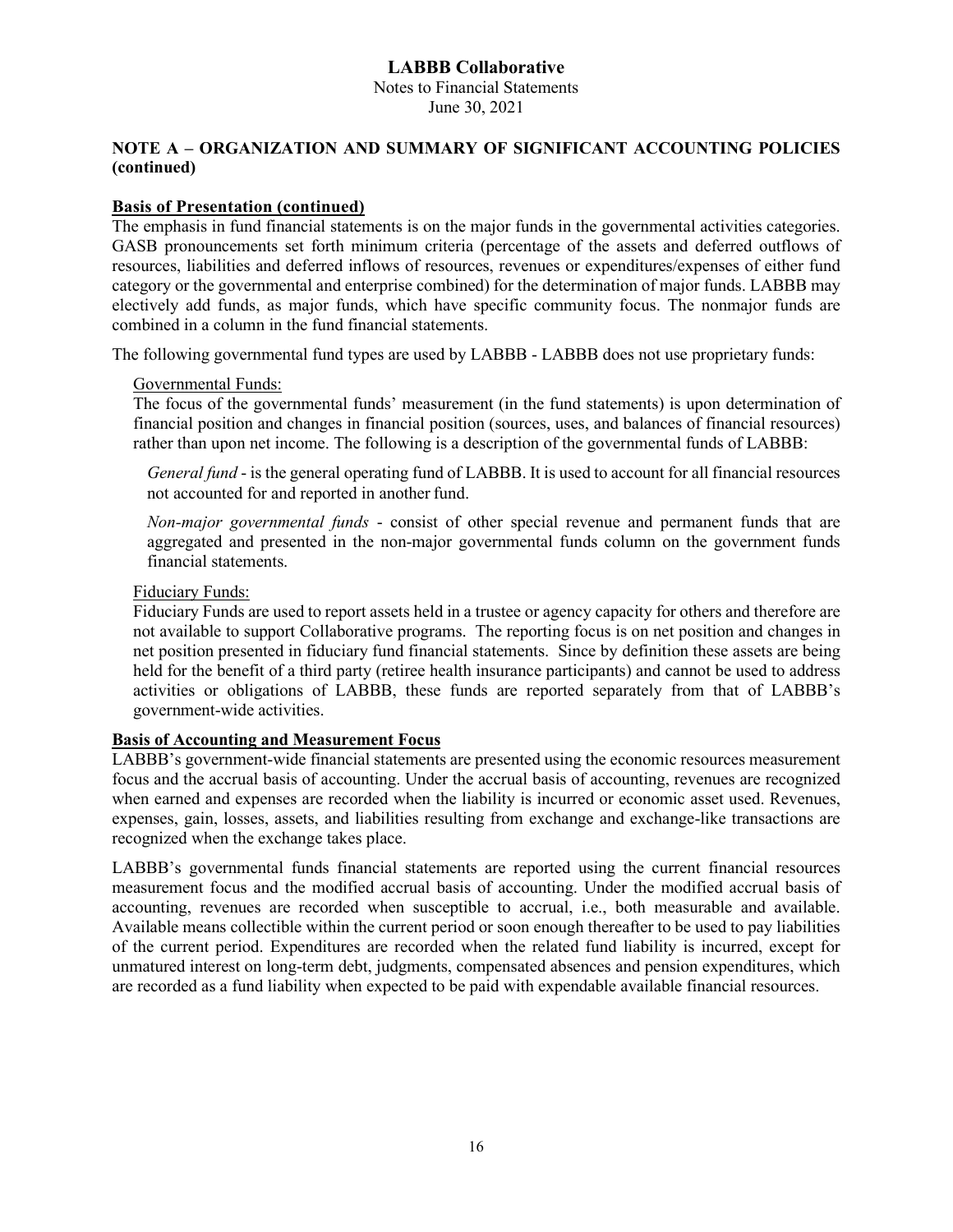## NOTE A – ORGANIZATION AND SUMMARY OF SIGNIFICANT ACCOUNTING POLICIES (continued)

**Basis of Presentation (continued)**

The emphasis in fund financial statements is on the major funds in the governmental activities categories. GASB pronouncements set forth minimum criteria (percentage of the assets and deferred outflows of resources, liabilities and deferred inflows of resources, revenues or expenditures/expenses of either fund category or the governmental and enterprise combined) for the determination of major funds. LABBB may electively add funds, as major funds, which have specific community focus. The nonmajor funds are combined in a column in the fund financial statements.

The following governmental fund types are used by LABBB - LABBB does not use proprietary funds:

Governmental Funds:

The focus of the governmental funds' measurement (in the fund statements) is upon determination of financial position and changes in financial position (sources, uses, and balances of financial resources) rather than upon net income. The following is a description of the governmental funds of LABBB:

*General fund* - is the general operating fund of LABBB. It is used to account for all financial resources not accounted for and reported in another fund.

*Non-major governmental funds* - consist of other special revenue and permanent funds that are aggregated and presented in the non-major governmental funds column on the government funds financial statements.

Fiduciary Funds:

Fiduciary Funds are used to report assets held in a trustee or agency capacity for others and therefore are not available to support Collaborative programs. The reporting focus is on net position and changes in net position presented in fiduciary fund financial statements. Since by definition these assets are being held for the benefit of a third party (retiree health insurance participants) and cannot be used to address activities or obligations of LABBB, these funds are reported separately from that of LABBB's government-wide activities.

**Basis of Accounting and Measurement Focus**

LABBB's government-wide financial statements are presented using the economic resources measurement focus and the accrual basis of accounting. Under the accrual basis of accounting, revenues are recognized when earned and expenses are recorded when the liability is incurred or economic asset used. Revenues, expenses, gain, losses, assets, and liabilities resulting from exchange and exchange-like transactions are recognized when the exchange takes place.

LABBB's governmental funds financial statements are reported using the current financial resources measurement focus and the modified accrual basis of accounting. Under the modified accrual basis of accounting, revenues are recorded when susceptible to accrual, i.e., both measurable and available. Available means collectible within the current period or soon enough thereafter to be used to pay liabilities of the current period. Expenditures are recorded when the related fund liability is incurred, except for unmatured interest on long-term debt, judgments, compensated absences and pension expenditures, which are recorded as a fund liability when expected to be paid with expendable available financial resources.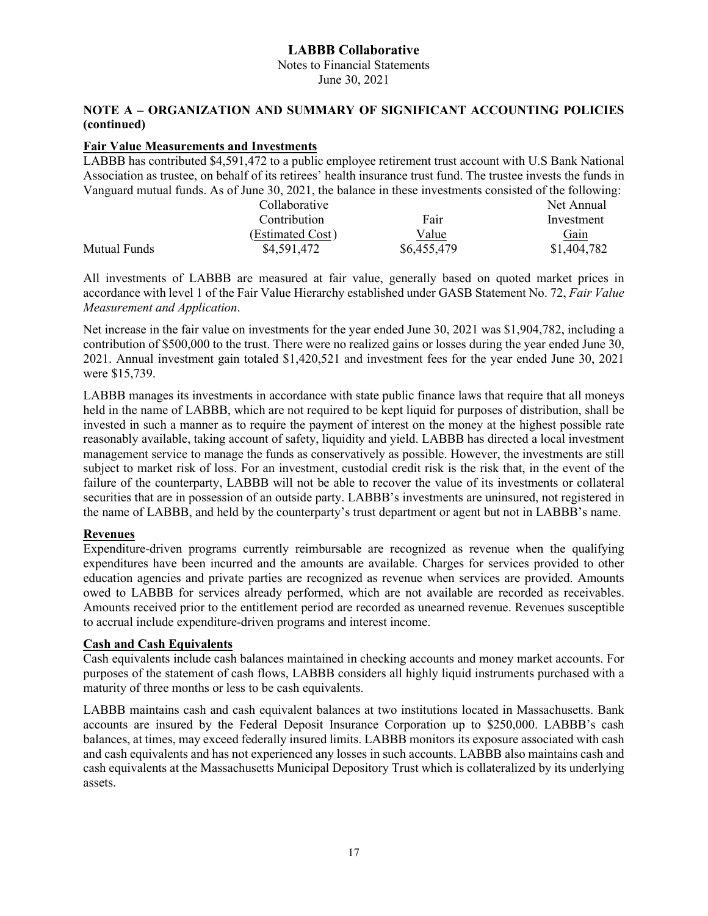## NOTE A – ORGANIZATION AND SUMMARY OF SIGNIFICANT ACCOUNTING POLICIES (continued)

### Fair Value Measurements and Investments

LABBB has contributed $4,591,472 to a public employee retirement trust account with U.S Bank National Association as trustee, on behalf of its retirees' health insurance trust fund. The trustee invests the funds in Vanguard mutual funds. As of June 30, 2021, the balance in these investments consisted of the following:

| | Collaborative Contribution (Estimated Cost) | Fair Value | Net Annual Investment Gain |
|---|---|---|---|
| Mutual Funds | $4,591,472 | $6,455,479 | $1,404,782 |

All investments of LABBB are measured at fair value, generally based on quoted market prices in accordance with level 1 of the Fair Value Hierarchy established under GASB Statement No. 72, *Fair Value Measurement and Application*.

Net increase in the fair value on investments for the year ended June 30, 2021 was $1,904,782, including a contribution of $500,000 to the trust. There were no realized gains or losses during the year ended June 30, 2021. Annual investment gain totaled $1,420,521 and investment fees for the year ended June 30, 2021 were $15,739.

LABBB manages its investments in accordance with state public finance laws that require that all moneys held in the name of LABBB, which are not required to be kept liquid for purposes of distribution, shall be invested in such a manner as to require the payment of interest on the money at the highest possible rate reasonably available, taking account of safety, liquidity and yield. LABBB has directed a local investment management service to manage the funds as conservatively as possible. However, the investments are still subject to market risk of loss. For an investment, custodial credit risk is the risk that, in the event of the failure of the counterparty, LABBB will not be able to recover the value of its investments or collateral securities that are in possession of an outside party. LABBB's investments are uninsured, not registered in the name of LABBB, and held by the counterparty's trust department or agent but not in LABBB's name.

### Revenues

Expenditure-driven programs currently reimbursable are recognized as revenue when the qualifying expenditures have been incurred and the amounts are available. Charges for services provided to other education agencies and private parties are recognized as revenue when services are provided. Amounts owed to LABBB for services already performed, which are not available are recorded as receivables. Amounts received prior to the entitlement period are recorded as unearned revenue. Revenues susceptible to accrual include expenditure-driven programs and interest income.

### Cash and Cash Equivalents

Cash equivalents include cash balances maintained in checking accounts and money market accounts. For purposes of the statement of cash flows, LABBB considers all highly liquid instruments purchased with a maturity of three months or less to be cash equivalents.

LABBB maintains cash and cash equivalent balances at two institutions located in Massachusetts. Bank accounts are insured by the Federal Deposit Insurance Corporation up to $250,000. LABBB's cash balances, at times, may exceed federally insured limits. LABBB monitors its exposure associated with cash and cash equivalents and has not experienced any losses in such accounts. LABBB also maintains cash and cash equivalents at the Massachusetts Municipal Depository Trust which is collateralized by its underlying assets.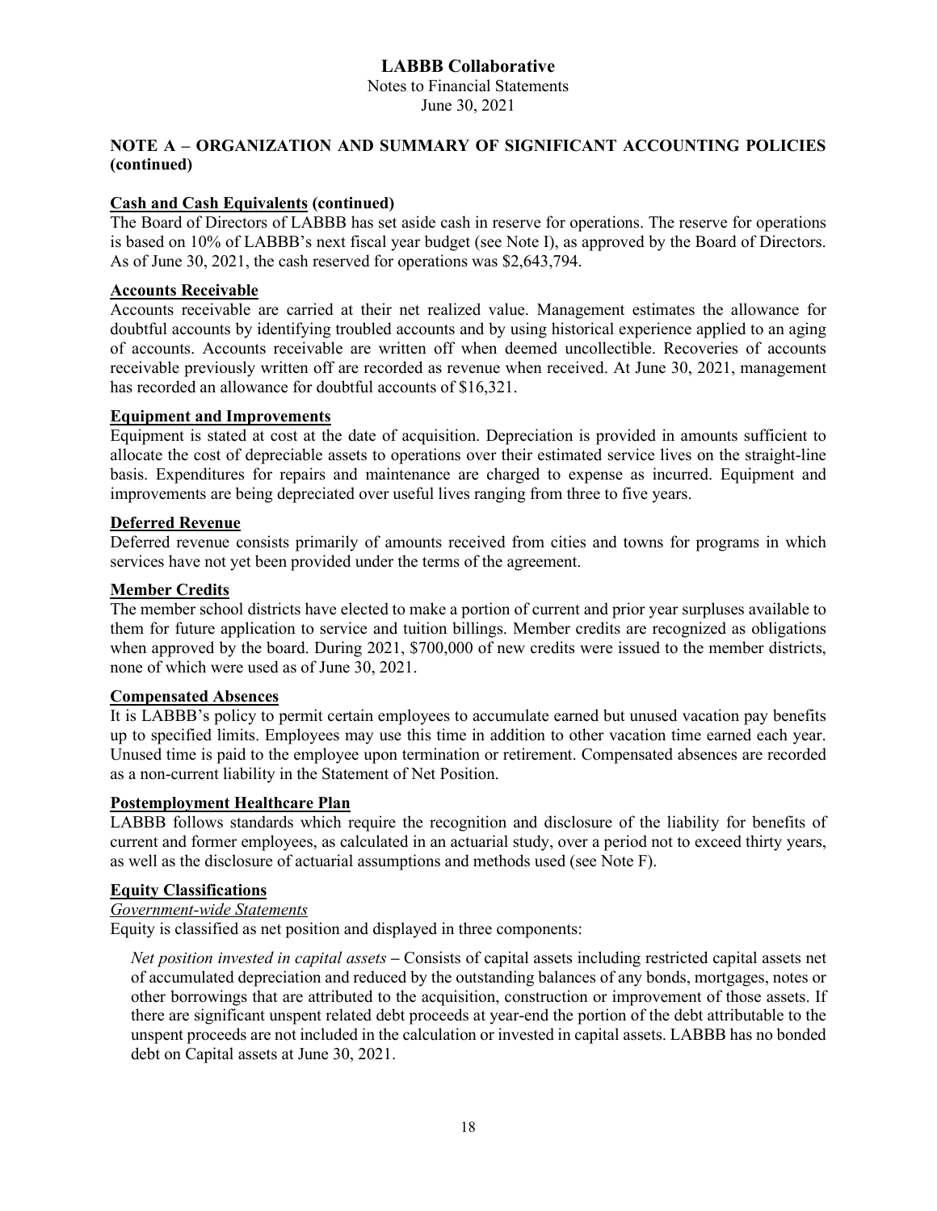## NOTE A – ORGANIZATION AND SUMMARY OF SIGNIFICANT ACCOUNTING POLICIES (continued)

**Cash and Cash Equivalents (continued)**

The Board of Directors of LABBB has set aside cash in reserve for operations. The reserve for operations is based on 10% of LABBB's next fiscal year budget (see Note I), as approved by the Board of Directors. As of June 30, 2021, the cash reserved for operations was $2,643,794.

**Accounts Receivable**

Accounts receivable are carried at their net realized value. Management estimates the allowance for doubtful accounts by identifying troubled accounts and by using historical experience applied to an aging of accounts. Accounts receivable are written off when deemed uncollectible. Recoveries of accounts receivable previously written off are recorded as revenue when received. At June 30, 2021, management has recorded an allowance for doubtful accounts of $16,321.

**Equipment and Improvements**

Equipment is stated at cost at the date of acquisition. Depreciation is provided in amounts sufficient to allocate the cost of depreciable assets to operations over their estimated service lives on the straight-line basis. Expenditures for repairs and maintenance are charged to expense as incurred. Equipment and improvements are being depreciated over useful lives ranging from three to five years.

**Deferred Revenue**

Deferred revenue consists primarily of amounts received from cities and towns for programs in which services have not yet been provided under the terms of the agreement.

**Member Credits**

The member school districts have elected to make a portion of current and prior year surpluses available to them for future application to service and tuition billings. Member credits are recognized as obligations when approved by the board. During 2021, $700,000 of new credits were issued to the member districts, none of which were used as of June 30, 2021.

**Compensated Absences**

It is LABBB's policy to permit certain employees to accumulate earned but unused vacation pay benefits up to specified limits. Employees may use this time in addition to other vacation time earned each year. Unused time is paid to the employee upon termination or retirement. Compensated absences are recorded as a non-current liability in the Statement of Net Position.

**Postemployment Healthcare Plan**

LABBB follows standards which require the recognition and disclosure of the liability for benefits of current and former employees, as calculated in an actuarial study, over a period not to exceed thirty years, as well as the disclosure of actuarial assumptions and methods used (see Note F).

**Equity Classifications**

*Government-wide Statements*

Equity is classified as net position and displayed in three components:

*Net position invested in capital assets* – Consists of capital assets including restricted capital assets net of accumulated depreciation and reduced by the outstanding balances of any bonds, mortgages, notes or other borrowings that are attributed to the acquisition, construction or improvement of those assets. If there are significant unspent related debt proceeds at year-end the portion of the debt attributable to the unspent proceeds are not included in the calculation or invested in capital assets. LABBB has no bonded debt on Capital assets at June 30, 2021.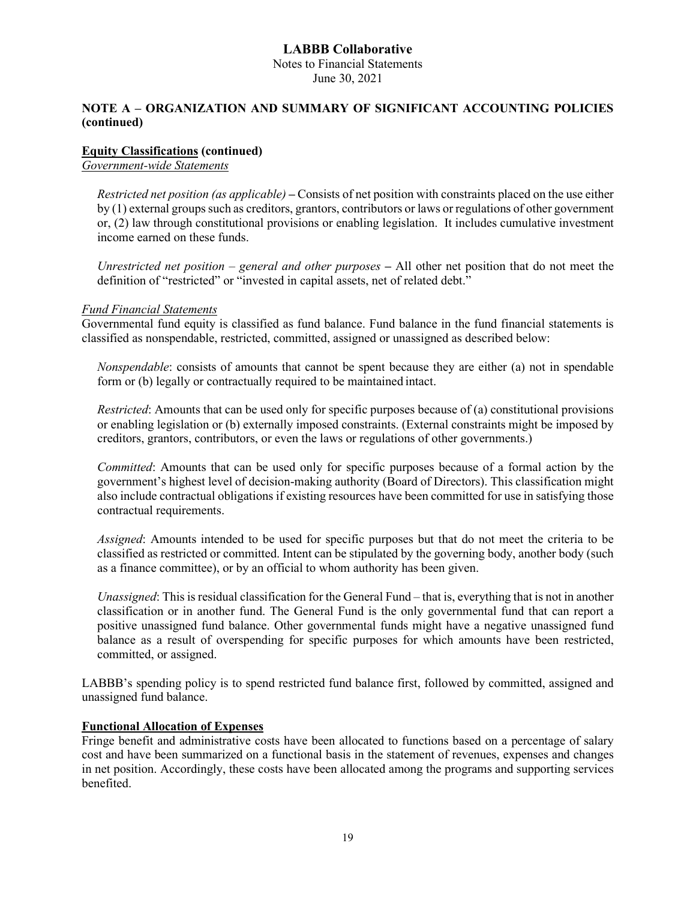## NOTE A – ORGANIZATION AND SUMMARY OF SIGNIFICANT ACCOUNTING POLICIES (continued)

**Equity Classifications (continued)**

*Government-wide Statements*

*Restricted net position (as applicable)* **–** Consists of net position with constraints placed on the use either by (1) external groups such as creditors, grantors, contributors or laws or regulations of other government or, (2) law through constitutional provisions or enabling legislation. It includes cumulative investment income earned on these funds.

*Unrestricted net position – general and other purposes* **–** All other net position that do not meet the definition of "restricted" or "invested in capital assets, net of related debt."

*Fund Financial Statements*

Governmental fund equity is classified as fund balance. Fund balance in the fund financial statements is classified as nonspendable, restricted, committed, assigned or unassigned as described below:

*Nonspendable*: consists of amounts that cannot be spent because they are either (a) not in spendable form or (b) legally or contractually required to be maintained intact.

*Restricted*: Amounts that can be used only for specific purposes because of (a) constitutional provisions or enabling legislation or (b) externally imposed constraints. (External constraints might be imposed by creditors, grantors, contributors, or even the laws or regulations of other governments.)

*Committed*: Amounts that can be used only for specific purposes because of a formal action by the government's highest level of decision-making authority (Board of Directors). This classification might also include contractual obligations if existing resources have been committed for use in satisfying those contractual requirements.

*Assigned*: Amounts intended to be used for specific purposes but that do not meet the criteria to be classified as restricted or committed. Intent can be stipulated by the governing body, another body (such as a finance committee), or by an official to whom authority has been given.

*Unassigned*: This is residual classification for the General Fund – that is, everything that is not in another classification or in another fund. The General Fund is the only governmental fund that can report a positive unassigned fund balance. Other governmental funds might have a negative unassigned fund balance as a result of overspending for specific purposes for which amounts have been restricted, committed, or assigned.

LABBB's spending policy is to spend restricted fund balance first, followed by committed, assigned and unassigned fund balance.

**Functional Allocation of Expenses**

Fringe benefit and administrative costs have been allocated to functions based on a percentage of salary cost and have been summarized on a functional basis in the statement of revenues, expenses and changes in net position. Accordingly, these costs have been allocated among the programs and supporting services benefited.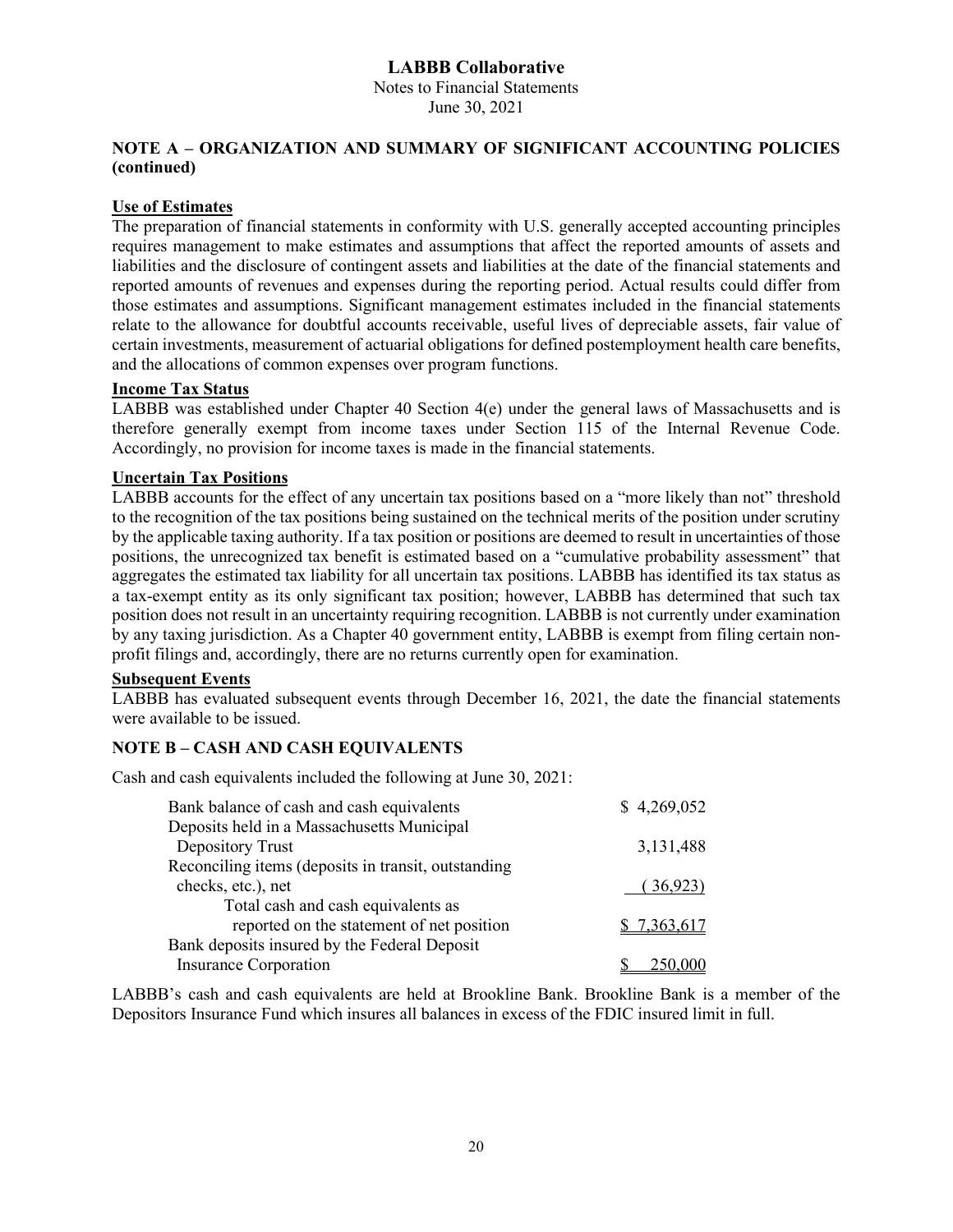# LABBB Collaborative

Notes to Financial Statements
June 30, 2021

## NOTE A – ORGANIZATION AND SUMMARY OF SIGNIFICANT ACCOUNTING POLICIES (continued)

### Use of Estimates

The preparation of financial statements in conformity with U.S. generally accepted accounting principles requires management to make estimates and assumptions that affect the reported amounts of assets and liabilities and the disclosure of contingent assets and liabilities at the date of the financial statements and reported amounts of revenues and expenses during the reporting period. Actual results could differ from those estimates and assumptions. Significant management estimates included in the financial statements relate to the allowance for doubtful accounts receivable, useful lives of depreciable assets, fair value of certain investments, measurement of actuarial obligations for defined postemployment health care benefits, and the allocations of common expenses over program functions.

### Income Tax Status

LABBB was established under Chapter 40 Section 4(e) under the general laws of Massachusetts and is therefore generally exempt from income taxes under Section 115 of the Internal Revenue Code. Accordingly, no provision for income taxes is made in the financial statements.

### Uncertain Tax Positions

LABBB accounts for the effect of any uncertain tax positions based on a "more likely than not" threshold to the recognition of the tax positions being sustained on the technical merits of the position under scrutiny by the applicable taxing authority. If a tax position or positions are deemed to result in uncertainties of those positions, the unrecognized tax benefit is estimated based on a "cumulative probability assessment" that aggregates the estimated tax liability for all uncertain tax positions. LABBB has identified its tax status as a tax-exempt entity as its only significant tax position; however, LABBB has determined that such tax position does not result in an uncertainty requiring recognition. LABBB is not currently under examination by any taxing jurisdiction. As a Chapter 40 government entity, LABBB is exempt from filing certain non-profit filings and, accordingly, there are no returns currently open for examination.

### Subsequent Events

LABBB has evaluated subsequent events through December 16, 2021, the date the financial statements were available to be issued.

## NOTE B – CASH AND CASH EQUIVALENTS

Cash and cash equivalents included the following at June 30, 2021:

| | |
|---|---|
| Bank balance of cash and cash equivalents | $ 4,269,052 |
| Deposits held in a Massachusetts Municipal Depository Trust | 3,131,488 |
| Reconciling items (deposits in transit, outstanding checks, etc.), net | (36,923) |
| Total cash and cash equivalents as reported on the statement of net position | $ 7,363,617 |
| Bank deposits insured by the Federal Deposit Insurance Corporation | $ 250,000 |

LABBB's cash and cash equivalents are held at Brookline Bank. Brookline Bank is a member of the Depositors Insurance Fund which insures all balances in excess of the FDIC insured limit in full.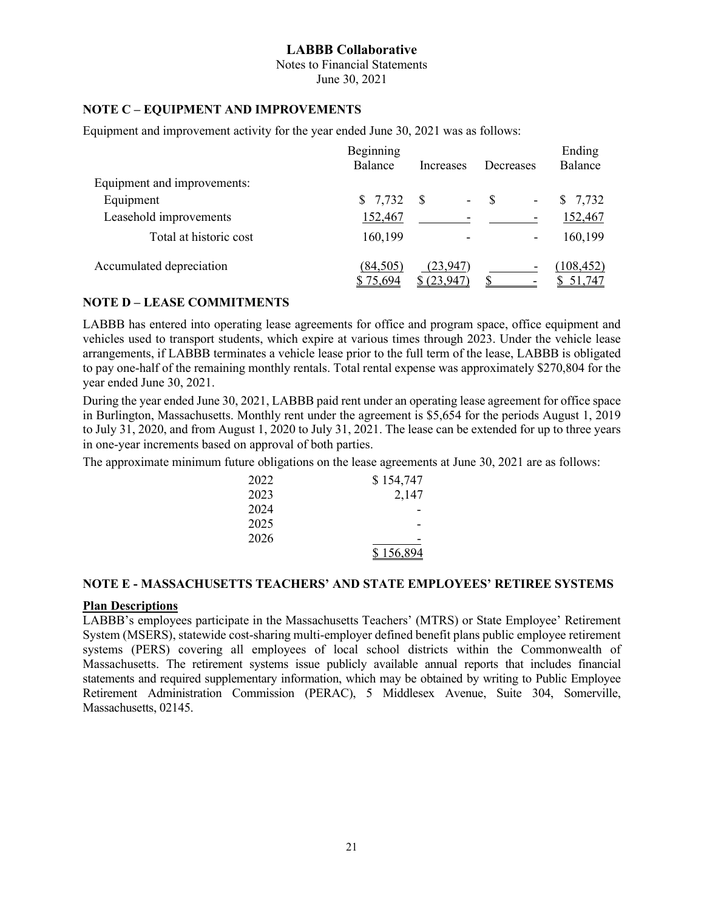# LABBB Collaborative

Notes to Financial Statements

June 30, 2021

## NOTE C – EQUIPMENT AND IMPROVEMENTS

Equipment and improvement activity for the year ended June 30, 2021 was as follows:

| | Beginning Balance | Increases | Decreases | Ending Balance |
|---|---|---|---|---|
| Equipment and improvements: | | | | |
| Equipment | $ 7,732 | $ - | $ - | $ 7,732 |
| Leasehold improvements | 152,467 | - | - | 152,467 |
| Total at historic cost | 160,199 | - | - | 160,199 |
| Accumulated depreciation | (84,505) | (23,947) | - | (108,452) |
| | $ 75,694 | $ (23,947) | $ - | $ 51,747 |

## NOTE D – LEASE COMMITMENTS

LABBB has entered into operating lease agreements for office and program space, office equipment and vehicles used to transport students, which expire at various times through 2023. Under the vehicle lease arrangements, if LABBB terminates a vehicle lease prior to the full term of the lease, LABBB is obligated to pay one-half of the remaining monthly rentals. Total rental expense was approximately $270,804 for the year ended June 30, 2021.

During the year ended June 30, 2021, LABBB paid rent under an operating lease agreement for office space in Burlington, Massachusetts. Monthly rent under the agreement is $5,654 for the periods August 1, 2019 to July 31, 2020, and from August 1, 2020 to July 31, 2021. The lease can be extended for up to three years in one-year increments based on approval of both parties.

The approximate minimum future obligations on the lease agreements at June 30, 2021 are as follows:

| | |
|---|---|
| 2022 | $ 154,747 |
| 2023 | 2,147 |
| 2024 | - |
| 2025 | - |
| 2026 | - |
| | $ 156,894 |

## NOTE E - MASSACHUSETTS TEACHERS' AND STATE EMPLOYEES' RETIREE SYSTEMS

### Plan Descriptions

LABBB's employees participate in the Massachusetts Teachers' (MTRS) or State Employee' Retirement System (MSERS), statewide cost-sharing multi-employer defined benefit plans public employee retirement systems (PERS) covering all employees of local school districts within the Commonwealth of Massachusetts. The retirement systems issue publicly available annual reports that includes financial statements and required supplementary information, which may be obtained by writing to Public Employee Retirement Administration Commission (PERAC), 5 Middlesex Avenue, Suite 304, Somerville, Massachusetts, 02145.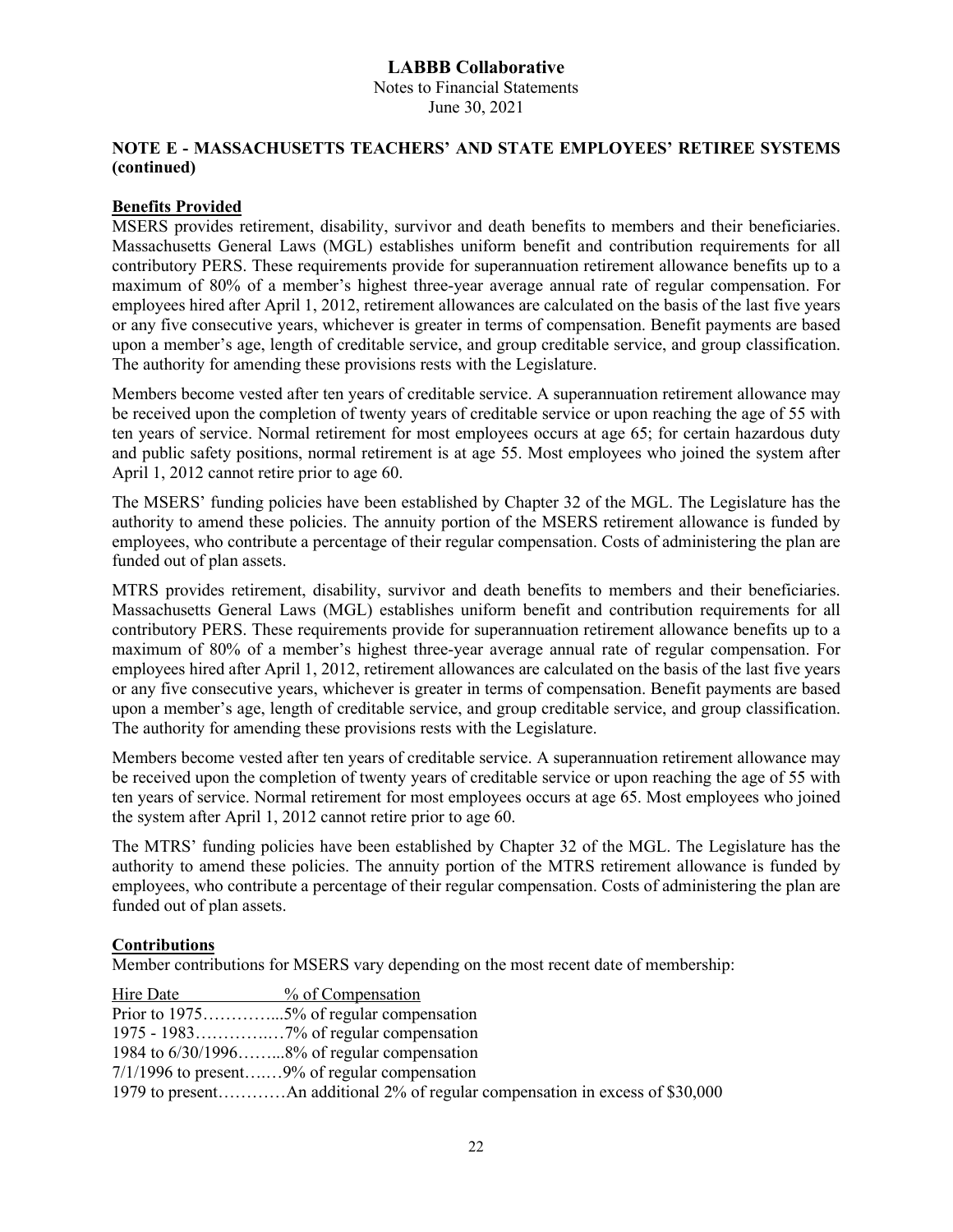## NOTE E - MASSACHUSETTS TEACHERS' AND STATE EMPLOYEES' RETIREE SYSTEMS (continued)

**Benefits Provided**

MSERS provides retirement, disability, survivor and death benefits to members and their beneficiaries. Massachusetts General Laws (MGL) establishes uniform benefit and contribution requirements for all contributory PERS. These requirements provide for superannuation retirement allowance benefits up to a maximum of 80% of a member's highest three-year average annual rate of regular compensation. For employees hired after April 1, 2012, retirement allowances are calculated on the basis of the last five years or any five consecutive years, whichever is greater in terms of compensation. Benefit payments are based upon a member's age, length of creditable service, and group creditable service, and group classification. The authority for amending these provisions rests with the Legislature.

Members become vested after ten years of creditable service. A superannuation retirement allowance may be received upon the completion of twenty years of creditable service or upon reaching the age of 55 with ten years of service. Normal retirement for most employees occurs at age 65; for certain hazardous duty and public safety positions, normal retirement is at age 55. Most employees who joined the system after April 1, 2012 cannot retire prior to age 60.

The MSERS' funding policies have been established by Chapter 32 of the MGL. The Legislature has the authority to amend these policies. The annuity portion of the MSERS retirement allowance is funded by employees, who contribute a percentage of their regular compensation. Costs of administering the plan are funded out of plan assets.

MTRS provides retirement, disability, survivor and death benefits to members and their beneficiaries. Massachusetts General Laws (MGL) establishes uniform benefit and contribution requirements for all contributory PERS. These requirements provide for superannuation retirement allowance benefits up to a maximum of 80% of a member's highest three-year average annual rate of regular compensation. For employees hired after April 1, 2012, retirement allowances are calculated on the basis of the last five years or any five consecutive years, whichever is greater in terms of compensation. Benefit payments are based upon a member's age, length of creditable service, and group creditable service, and group classification. The authority for amending these provisions rests with the Legislature.

Members become vested after ten years of creditable service. A superannuation retirement allowance may be received upon the completion of twenty years of creditable service or upon reaching the age of 55 with ten years of service. Normal retirement for most employees occurs at age 65. Most employees who joined the system after April 1, 2012 cannot retire prior to age 60.

The MTRS' funding policies have been established by Chapter 32 of the MGL. The Legislature has the authority to amend these policies. The annuity portion of the MTRS retirement allowance is funded by employees, who contribute a percentage of their regular compensation. Costs of administering the plan are funded out of plan assets.

**Contributions**

Member contributions for MSERS vary depending on the most recent date of membership:

| Hire Date | % of Compensation |
|---|---|
| Prior to 1975 | 5% of regular compensation |
| 1975 - 1983 | 7% of regular compensation |
| 1984 to 6/30/1996 | 8% of regular compensation |
| 7/1/1996 to present | 9% of regular compensation |
| 1979 to present | An additional 2% of regular compensation in excess of $30,000 |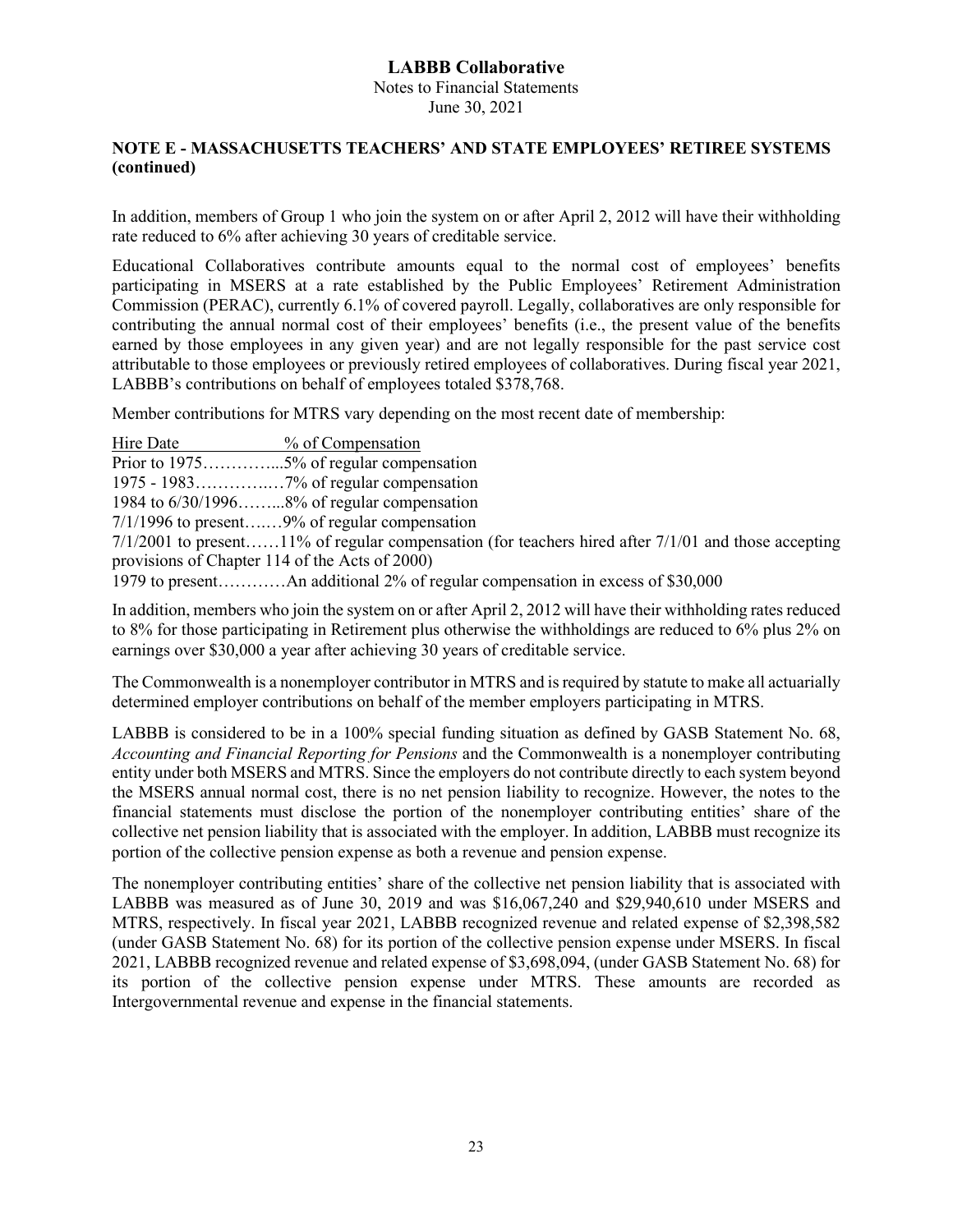## NOTE E - MASSACHUSETTS TEACHERS' AND STATE EMPLOYEES' RETIREE SYSTEMS (continued)

In addition, members of Group 1 who join the system on or after April 2, 2012 will have their withholding rate reduced to 6% after achieving 30 years of creditable service.

Educational Collaboratives contribute amounts equal to the normal cost of employees' benefits participating in MSERS at a rate established by the Public Employees' Retirement Administration Commission (PERAC), currently 6.1% of covered payroll. Legally, collaboratives are only responsible for contributing the annual normal cost of their employees' benefits (i.e., the present value of the benefits earned by those employees in any given year) and are not legally responsible for the past service cost attributable to those employees or previously retired employees of collaboratives. During fiscal year 2021, LABBB's contributions on behalf of employees totaled $378,768.

Member contributions for MTRS vary depending on the most recent date of membership:

<u>Hire Date</u> <u>% of Compensation</u>
Prior to 1975…………...5% of regular compensation
1975 - 1983…………..…7% of regular compensation
1984 to 6/30/1996……...8% of regular compensation
7/1/1996 to present….…9% of regular compensation
7/1/2001 to present……11% of regular compensation (for teachers hired after 7/1/01 and those accepting provisions of Chapter 114 of the Acts of 2000)
1979 to present…………An additional 2% of regular compensation in excess of $30,000

In addition, members who join the system on or after April 2, 2012 will have their withholding rates reduced to 8% for those participating in Retirement plus otherwise the withholdings are reduced to 6% plus 2% on earnings over $30,000 a year after achieving 30 years of creditable service.

The Commonwealth is a nonemployer contributor in MTRS and is required by statute to make all actuarially determined employer contributions on behalf of the member employers participating in MTRS.

LABBB is considered to be in a 100% special funding situation as defined by GASB Statement No. 68, *Accounting and Financial Reporting for Pensions* and the Commonwealth is a nonemployer contributing entity under both MSERS and MTRS. Since the employers do not contribute directly to each system beyond the MSERS annual normal cost, there is no net pension liability to recognize. However, the notes to the financial statements must disclose the portion of the nonemployer contributing entities' share of the collective net pension liability that is associated with the employer. In addition, LABBB must recognize its portion of the collective pension expense as both a revenue and pension expense.

The nonemployer contributing entities' share of the collective net pension liability that is associated with LABBB was measured as of June 30, 2019 and was $16,067,240 and $29,940,610 under MSERS and MTRS, respectively. In fiscal year 2021, LABBB recognized revenue and related expense of $2,398,582 (under GASB Statement No. 68) for its portion of the collective pension expense under MSERS. In fiscal 2021, LABBB recognized revenue and related expense of $3,698,094, (under GASB Statement No. 68) for its portion of the collective pension expense under MTRS. These amounts are recorded as Intergovernmental revenue and expense in the financial statements.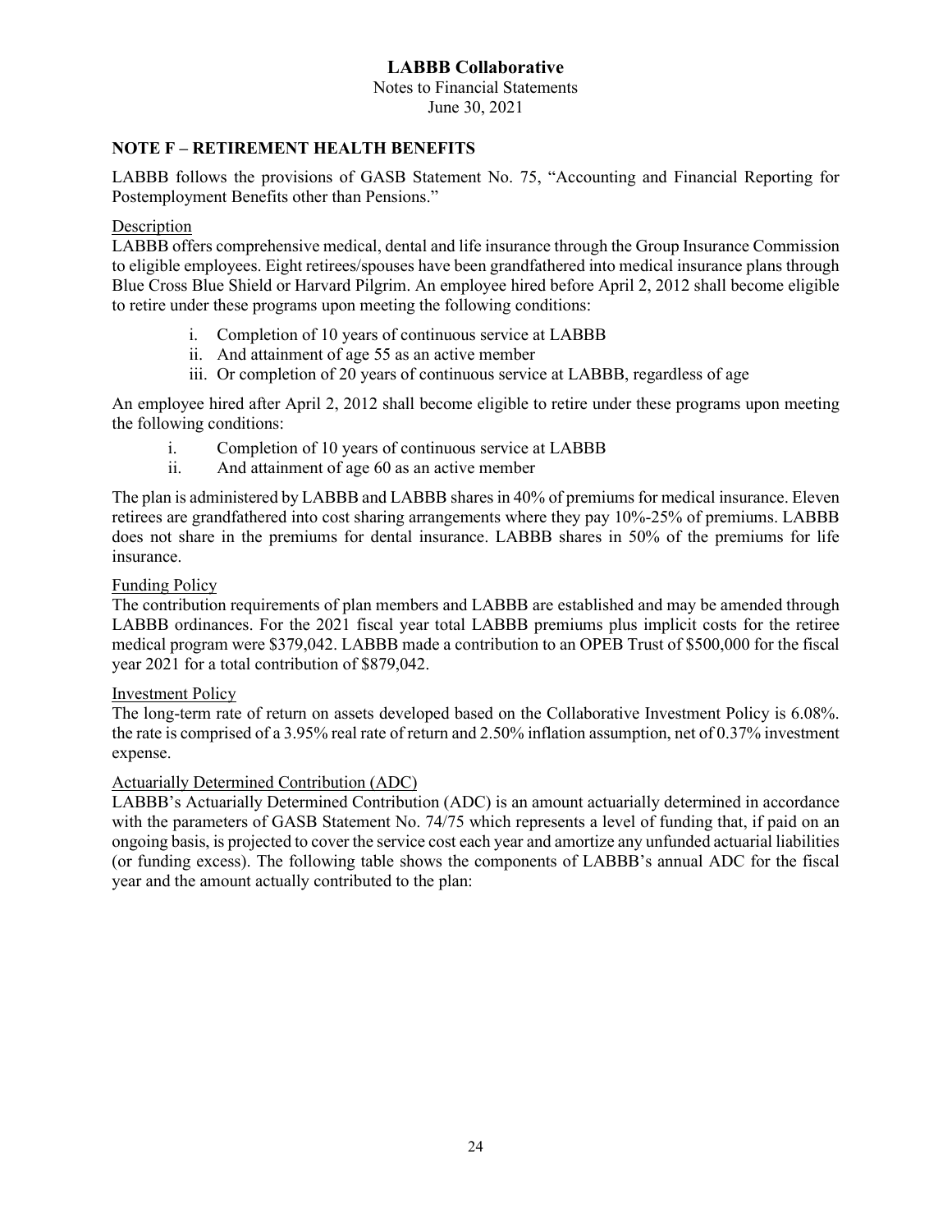## NOTE F – RETIREMENT HEALTH BENEFITS

LABBB follows the provisions of GASB Statement No. 75, "Accounting and Financial Reporting for Postemployment Benefits other than Pensions."

Description

LABBB offers comprehensive medical, dental and life insurance through the Group Insurance Commission to eligible employees. Eight retirees/spouses have been grandfathered into medical insurance plans through Blue Cross Blue Shield or Harvard Pilgrim. An employee hired before April 2, 2012 shall become eligible to retire under these programs upon meeting the following conditions:

i. Completion of 10 years of continuous service at LABBB
ii. And attainment of age 55 as an active member
iii. Or completion of 20 years of continuous service at LABBB, regardless of age

An employee hired after April 2, 2012 shall become eligible to retire under these programs upon meeting the following conditions:

i. Completion of 10 years of continuous service at LABBB
ii. And attainment of age 60 as an active member

The plan is administered by LABBB and LABBB shares in 40% of premiums for medical insurance. Eleven retirees are grandfathered into cost sharing arrangements where they pay 10%-25% of premiums. LABBB does not share in the premiums for dental insurance. LABBB shares in 50% of the premiums for life insurance.

Funding Policy

The contribution requirements of plan members and LABBB are established and may be amended through LABBB ordinances. For the 2021 fiscal year total LABBB premiums plus implicit costs for the retiree medical program were $379,042. LABBB made a contribution to an OPEB Trust of $500,000 for the fiscal year 2021 for a total contribution of $879,042.

Investment Policy

The long-term rate of return on assets developed based on the Collaborative Investment Policy is 6.08%. the rate is comprised of a 3.95% real rate of return and 2.50% inflation assumption, net of 0.37% investment expense.

Actuarially Determined Contribution (ADC)

LABBB's Actuarially Determined Contribution (ADC) is an amount actuarially determined in accordance with the parameters of GASB Statement No. 74/75 which represents a level of funding that, if paid on an ongoing basis, is projected to cover the service cost each year and amortize any unfunded actuarial liabilities (or funding excess). The following table shows the components of LABBB's annual ADC for the fiscal year and the amount actually contributed to the plan: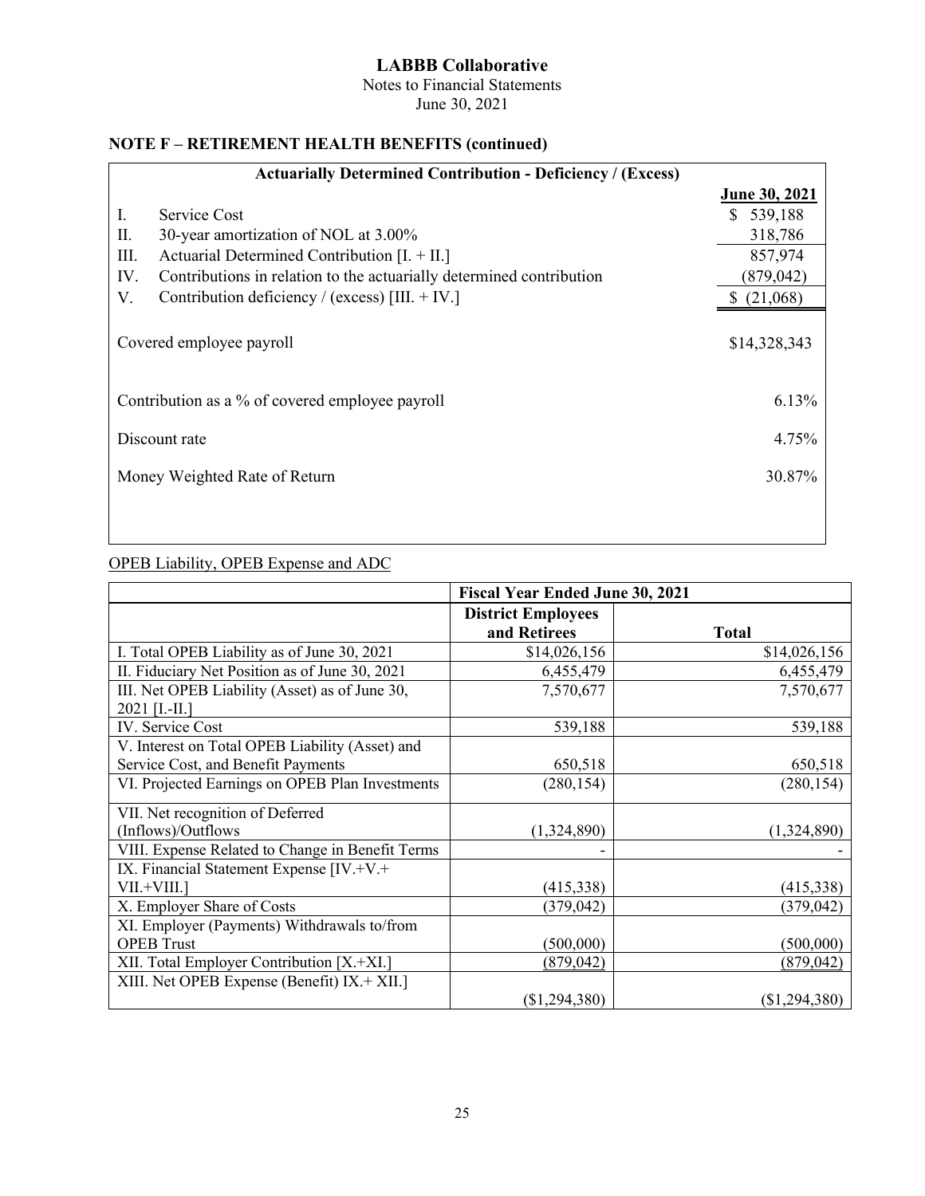# LABBB Collaborative

Notes to Financial Statements

June 30, 2021

## NOTE F – RETIREMENT HEALTH BENEFITS (continued)

| Actuarially Determined Contribution - Deficiency / (Excess) | | |
|---|---|---|
| | | **June 30, 2021** |
| I. | Service Cost | $ 539,188 |
| II. | 30-year amortization of NOL at 3.00% | 318,786 |
| III. | Actuarial Determined Contribution [I. + II.] | 857,974 |
| IV. | Contributions in relation to the actuarially determined contribution | (879,042) |
| V. | Contribution deficiency / (excess) [III. + IV.] | $ (21,068) |
| | Covered employee payroll | $14,328,343 |
| | Contribution as a % of covered employee payroll | 6.13% |
| | Discount rate | 4.75% |
| | Money Weighted Rate of Return | 30.87% |

OPEB Liability, OPEB Expense and ADC

| | Fiscal Year Ended June 30, 2021 | |
|---|---|---|
| | **District Employees and Retirees** | **Total** |
| I. Total OPEB Liability as of June 30, 2021 | $14,026,156 | $14,026,156 |
| II. Fiduciary Net Position as of June 30, 2021 | 6,455,479 | 6,455,479 |
| III. Net OPEB Liability (Asset) as of June 30, 2021 [I.-II.] | 7,570,677 | 7,570,677 |
| IV. Service Cost | 539,188 | 539,188 |
| V. Interest on Total OPEB Liability (Asset) and Service Cost, and Benefit Payments | 650,518 | 650,518 |
| VI. Projected Earnings on OPEB Plan Investments | (280,154) | (280,154) |
| VII. Net recognition of Deferred (Inflows)/Outflows | (1,324,890) | (1,324,890) |
| VIII. Expense Related to Change in Benefit Terms | - | - |
| IX. Financial Statement Expense [IV.+V.+ VII.+VIII.] | (415,338) | (415,338) |
| X. Employer Share of Costs | (379,042) | (379,042) |
| XI. Employer (Payments) Withdrawals to/from OPEB Trust | (500,000) | (500,000) |
| XII. Total Employer Contribution [X.+XI.] | (879,042) | (879,042) |
| XIII. Net OPEB Expense (Benefit) IX.+ XII.] | ($1,294,380) | ($1,294,380) |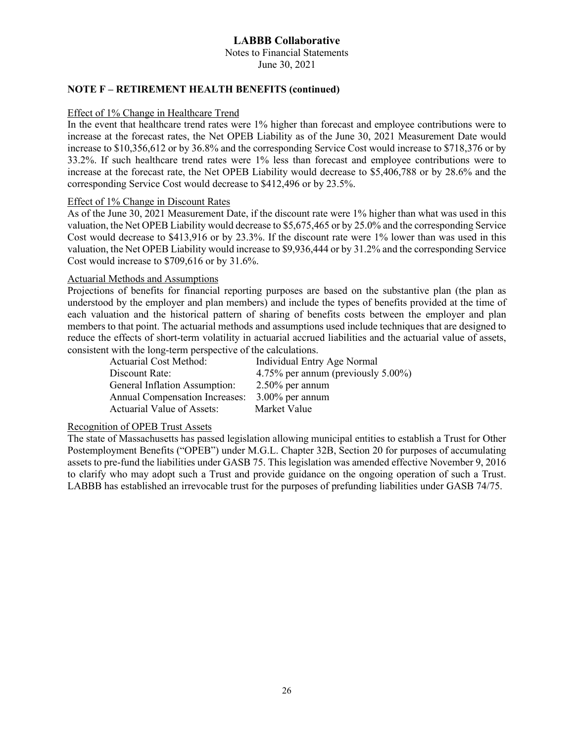## NOTE F – RETIREMENT HEALTH BENEFITS (continued)

Effect of 1% Change in Healthcare Trend

In the event that healthcare trend rates were 1% higher than forecast and employee contributions were to increase at the forecast rates, the Net OPEB Liability as of the June 30, 2021 Measurement Date would increase to $10,356,612 or by 36.8% and the corresponding Service Cost would increase to $718,376 or by 33.2%. If such healthcare trend rates were 1% less than forecast and employee contributions were to increase at the forecast rate, the Net OPEB Liability would decrease to $5,406,788 or by 28.6% and the corresponding Service Cost would decrease to $412,496 or by 23.5%.

Effect of 1% Change in Discount Rates

As of the June 30, 2021 Measurement Date, if the discount rate were 1% higher than what was used in this valuation, the Net OPEB Liability would decrease to $5,675,465 or by 25.0% and the corresponding Service Cost would decrease to $413,916 or by 23.3%. If the discount rate were 1% lower than was used in this valuation, the Net OPEB Liability would increase to $9,936,444 or by 31.2% and the corresponding Service Cost would increase to $709,616 or by 31.6%.

Actuarial Methods and Assumptions

Projections of benefits for financial reporting purposes are based on the substantive plan (the plan as understood by the employer and plan members) and include the types of benefits provided at the time of each valuation and the historical pattern of sharing of benefits costs between the employer and plan members to that point. The actuarial methods and assumptions used include techniques that are designed to reduce the effects of short-term volatility in actuarial accrued liabilities and the actuarial value of assets, consistent with the long-term perspective of the calculations.

| | |
|---|---|
| Actuarial Cost Method: | Individual Entry Age Normal |
| Discount Rate: | 4.75% per annum (previously 5.00%) |
| General Inflation Assumption: | 2.50% per annum |
| Annual Compensation Increases: | 3.00% per annum |
| Actuarial Value of Assets: | Market Value |

Recognition of OPEB Trust Assets

The state of Massachusetts has passed legislation allowing municipal entities to establish a Trust for Other Postemployment Benefits ("OPEB") under M.G.L. Chapter 32B, Section 20 for purposes of accumulating assets to pre-fund the liabilities under GASB 75. This legislation was amended effective November 9, 2016 to clarify who may adopt such a Trust and provide guidance on the ongoing operation of such a Trust. LABBB has established an irrevocable trust for the purposes of prefunding liabilities under GASB 74/75.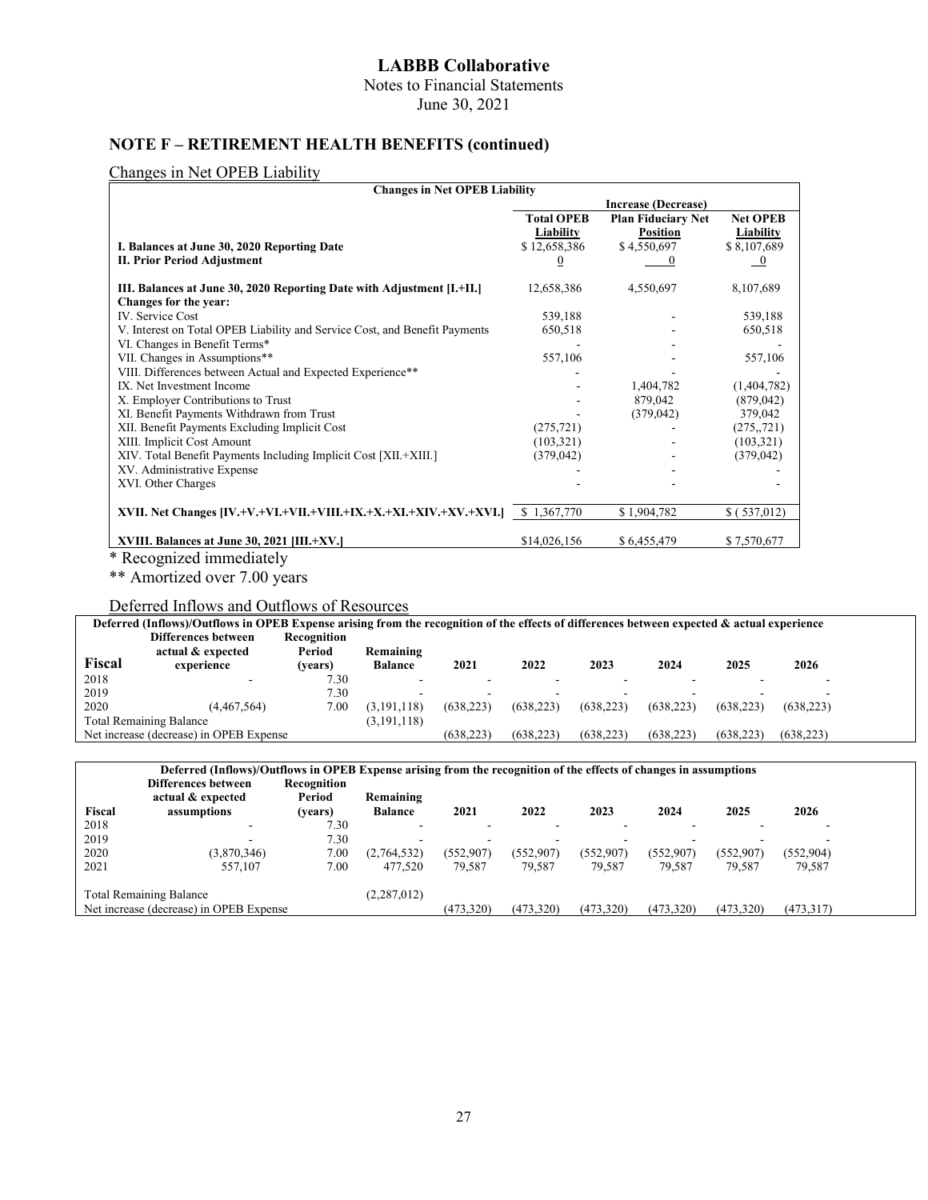# LABBB Collaborative

Notes to Financial Statements

June 30, 2021

## NOTE F – RETIREMENT HEALTH BENEFITS (continued)

### Changes in Net OPEB Liability

| Changes in Net OPEB Liability | | | |
|---|---|---|---|
| | Increase (Decrease) | | |
| | Total OPEB Liability | Plan Fiduciary Net Position | Net OPEB Liability |
| **I. Balances at June 30, 2020 Reporting Date** | $ 12,658,386 | $ 4,550,697 | $ 8,107,689 |
| **II. Prior Period Adjustment** | 0 | 0 | 0 |
| **III. Balances at June 30, 2020 Reporting Date with Adjustment [I.+II.]** | 12,658,386 | 4,550,697 | 8,107,689 |
| **Changes for the year:** | | | |
| IV. Service Cost | 539,188 | - | 539,188 |
| V. Interest on Total OPEB Liability and Service Cost, and Benefit Payments | 650,518 | - | 650,518 |
| VI. Changes in Benefit Terms* | - | - | - |
| VII. Changes in Assumptions** | 557,106 | - | 557,106 |
| VIII. Differences between Actual and Expected Experience** | - | - | - |
| IX. Net Investment Income | - | 1,404,782 | (1,404,782) |
| X. Employer Contributions to Trust | - | 879,042 | (879,042) |
| XI. Benefit Payments Withdrawn from Trust | - | (379,042) | 379,042 |
| XII. Benefit Payments Excluding Implicit Cost | (275,721) | - | (275,,721) |
| XIII. Implicit Cost Amount | (103,321) | - | (103,321) |
| XIV. Total Benefit Payments Including Implicit Cost [XII.+XIII.] | (379,042) | - | (379,042) |
| XV. Administrative Expense | - | - | - |
| XVI. Other Charges | - | - | - |
| **XVII. Net Changes [IV.+V.+VI.+VII.+VIII.+IX.+X.+XI.+XIV.+XV.+XVI.]** | $ 1,367,770 | $ 1,904,782 | $ ( 537,012) |
| **XVIII. Balances at June 30, 2021 [III.+XV.]** | $14,026,156 | $ 6,455,479 | $ 7,570,677 |

\* Recognized immediately

\*\* Amortized over 7.00 years

### Deferred Inflows and Outflows of Resources

**Deferred (Inflows)/Outflows in OPEB Expense arising from the recognition of the effects of differences between expected & actual experience**

| Fiscal | Differences between actual & expected experience | Recognition Period (years) | Remaining Balance | 2021 | 2022 | 2023 | 2024 | 2025 | 2026 |
|---|---|---|---|---|---|---|---|---|---|
| 2018 | - | 7.30 | - | - | - | - | - | - | - |
| 2019 | | 7.30 | - | - | - | - | - | - | - |
| 2020 | (4,467,564) | 7.00 | (3,191,118) | (638,223) | (638,223) | (638,223) | (638,223) | (638,223) | (638,223) |
| Total Remaining Balance | | | (3,191,118) | | | | | | |
| Net increase (decrease) in OPEB Expense | | | | (638,223) | (638,223) | (638,223) | (638,223) | (638,223) | (638,223) |

**Deferred (Inflows)/Outflows in OPEB Expense arising from the recognition of the effects of changes in assumptions**

| Fiscal | Differences between actual & expected assumptions | Recognition Period (years) | Remaining Balance | 2021 | 2022 | 2023 | 2024 | 2025 | 2026 |
|---|---|---|---|---|---|---|---|---|---|
| 2018 | - | 7.30 | - | - | - | - | - | - | - |
| 2019 | - | 7.30 | - | - | - | - | - | - | - |
| 2020 | (3,870,346) | 7.00 | (2,764,532) | (552,907) | (552,907) | (552,907) | (552,907) | (552,907) | (552,904) |
| 2021 | 557,107 | 7.00 | 477,520 | 79,587 | 79,587 | 79,587 | 79,587 | 79,587 | 79,587 |
| Total Remaining Balance | | | (2,287,012) | | | | | | |
| Net increase (decrease) in OPEB Expense | | | | (473,320) | (473,320) | (473,320) | (473,320) | (473,320) | (473,317) |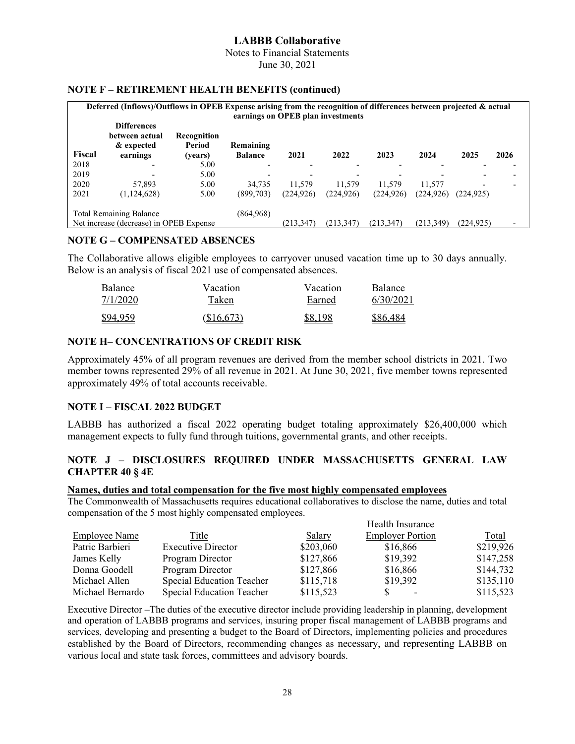### NOTE F – RETIREMENT HEALTH BENEFITS (continued)

| Deferred (Inflows)/Outflows in OPEB Expense arising from the recognition of differences between projected & actual earnings on OPEB plan investments | | | | | | | | | |
|---|---|---|---|---|---|---|---|---|---|
| **Fiscal** | **Differences between actual & expected earnings** | **Recognition Period (years)** | **Remaining Balance** | **2021** | **2022** | **2023** | **2024** | **2025** | **2026** |
| 2018 | - | 5.00 | - | - | - | - | - | - | - |
| 2019 | - | 5.00 | - | - | - | - | - | - | - |
| 2020 | 57,893 | 5.00 | 34,735 | 11,579 | 11,579 | 11,579 | 11,577 | - | - |
| 2021 | (1,124,628) | 5.00 | (899,703) | (224,926) | (224,926) | (224,926) | (224,926) | (224,925) | |
| Total Remaining Balance | | | (864,968) | | | | | | |
| Net increase (decrease) in OPEB Expense | | | | (213,347) | (213,347) | (213,347) | (213,349) | (224,925) | - |

### NOTE G – COMPENSATED ABSENCES

The Collaborative allows eligible employees to carryover unused vacation time up to 30 days annually. Below is an analysis of fiscal 2021 use of compensated absences.

| Balance 7/1/2020 | Vacation Taken | Vacation Earned | Balance 6/30/2021 |
|---|---|---|---|
| $94,959 | ($16,673) | $8,198 | $86,484 |

### NOTE H– CONCENTRATIONS OF CREDIT RISK

Approximately 45% of all program revenues are derived from the member school districts in 2021. Two member towns represented 29% of all revenue in 2021. At June 30, 2021, five member towns represented approximately 49% of total accounts receivable.

### NOTE I – FISCAL 2022 BUDGET

LABBB has authorized a fiscal 2022 operating budget totaling approximately $26,400,000 which management expects to fully fund through tuitions, governmental grants, and other receipts.

### NOTE J – DISCLOSURES REQUIRED UNDER MASSACHUSETTS GENERAL LAW CHAPTER 40 § 4E

**Names, duties and total compensation for the five most highly compensated employees**

The Commonwealth of Massachusetts requires educational collaboratives to disclose the name, duties and total compensation of the 5 most highly compensated employees.

| Employee Name | Title | Salary | Health Insurance Employer Portion | Total |
|---|---|---|---|---|
| Patric Barbieri | Executive Director | $203,060 | $16,866 | $219,926 |
| James Kelly | Program Director | $127,866 | $19,392 | $147,258 |
| Donna Goodell | Program Director | $127,866 | $16,866 | $144,732 |
| Michael Allen | Special Education Teacher | $115,718 | $19,392 | $135,110 |
| Michael Bernardo | Special Education Teacher | $115,523 | $ - | $115,523 |

Executive Director –The duties of the executive director include providing leadership in planning, development and operation of LABBB programs and services, insuring proper fiscal management of LABBB programs and services, developing and presenting a budget to the Board of Directors, implementing policies and procedures established by the Board of Directors, recommending changes as necessary, and representing LABBB on various local and state task forces, committees and advisory boards.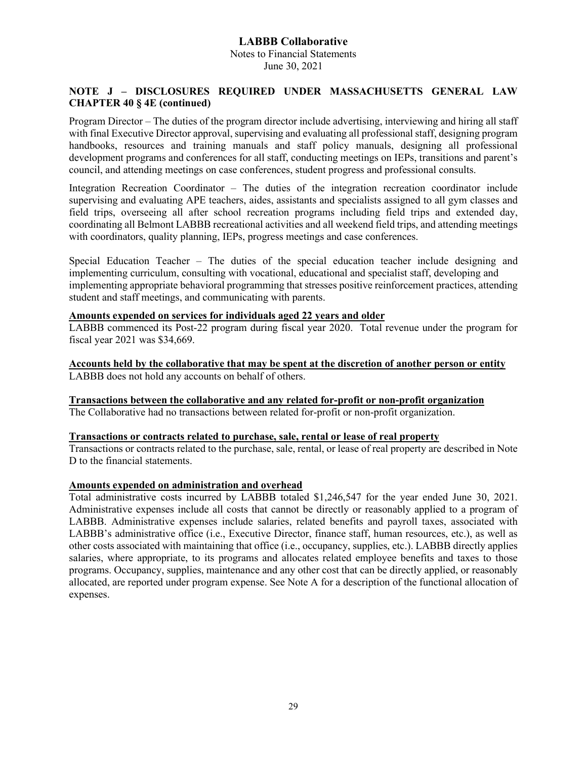## NOTE J – DISCLOSURES REQUIRED UNDER MASSACHUSETTS GENERAL LAW CHAPTER 40 § 4E (continued)

Program Director – The duties of the program director include advertising, interviewing and hiring all staff with final Executive Director approval, supervising and evaluating all professional staff, designing program handbooks, resources and training manuals and staff policy manuals, designing all professional development programs and conferences for all staff, conducting meetings on IEPs, transitions and parent's council, and attending meetings on case conferences, student progress and professional consults.

Integration Recreation Coordinator – The duties of the integration recreation coordinator include supervising and evaluating APE teachers, aides, assistants and specialists assigned to all gym classes and field trips, overseeing all after school recreation programs including field trips and extended day, coordinating all Belmont LABBB recreational activities and all weekend field trips, and attending meetings with coordinators, quality planning, IEPs, progress meetings and case conferences.

Special Education Teacher – The duties of the special education teacher include designing and implementing curriculum, consulting with vocational, educational and specialist staff, developing and implementing appropriate behavioral programming that stresses positive reinforcement practices, attending student and staff meetings, and communicating with parents.

**Amounts expended on services for individuals aged 22 years and older**

LABBB commenced its Post-22 program during fiscal year 2020. Total revenue under the program for fiscal year 2021 was $34,669.

**Accounts held by the collaborative that may be spent at the discretion of another person or entity**

LABBB does not hold any accounts on behalf of others.

**Transactions between the collaborative and any related for-profit or non-profit organization**

The Collaborative had no transactions between related for-profit or non-profit organization.

**Transactions or contracts related to purchase, sale, rental or lease of real property**

Transactions or contracts related to the purchase, sale, rental, or lease of real property are described in Note D to the financial statements.

**Amounts expended on administration and overhead**

Total administrative costs incurred by LABBB totaled $1,246,547 for the year ended June 30, 2021. Administrative expenses include all costs that cannot be directly or reasonably applied to a program of LABBB. Administrative expenses include salaries, related benefits and payroll taxes, associated with LABBB's administrative office (i.e., Executive Director, finance staff, human resources, etc.), as well as other costs associated with maintaining that office (i.e., occupancy, supplies, etc.). LABBB directly applies salaries, where appropriate, to its programs and allocates related employee benefits and taxes to those programs. Occupancy, supplies, maintenance and any other cost that can be directly applied, or reasonably allocated, are reported under program expense. See Note A for a description of the functional allocation of expenses.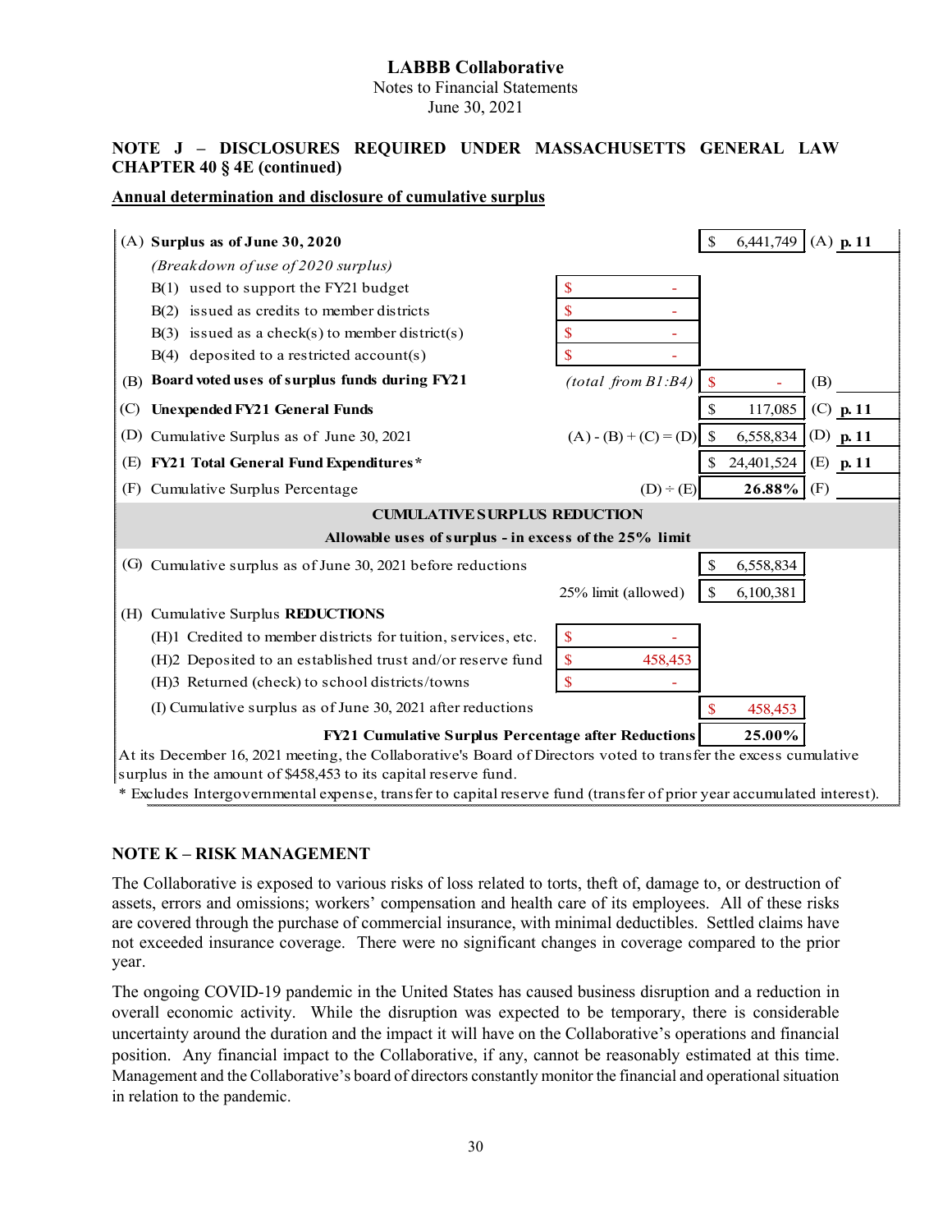**LABBB Collaborative**
Notes to Financial Statements
June 30, 2021

## NOTE J – DISCLOSURES REQUIRED UNDER MASSACHUSETTS GENERAL LAW CHAPTER 40 § 4E (continued)

**Annual determination and disclosure of cumulative surplus**

| | | | | |
|---|---|---|---|---|
| (A) **Surplus as of June 30, 2020** | | | $ 6,441,749 | (A) **p. 11** |
| *(Breakdown of use of 2020 surplus)* | | | | |
| B(1) used to support the FY21 budget | | $ - | | |
| B(2) issued as credits to member districts | | $ - | | |
| B(3) issued as a check(s) to member district(s) | | $ - | | |
| B(4) deposited to a restricted account(s) | | $ - | | |
| (B) **Board voted uses of surplus funds during FY21** | *(total from B1:B4)* | | $ - | (B) |
| (C) **Unexpended FY21 General Funds** | | | $ 117,085 | (C) **p. 11** |
| (D) Cumulative Surplus as of June 30, 2021 | (A) - (B) + (C) = (D) | | $ 6,558,834 | (D) **p. 11** |
| (E) **FY21 Total General Fund Expenditures*** | | | $ 24,401,524 | (E) **p. 11** |
| (F) Cumulative Surplus Percentage | (D) ÷ (E) | | **26.88%** | (F) |
| **CUMULATIVE SURPLUS REDUCTION** | | | | |
| **Allowable uses of surplus - in excess of the 25% limit** | | | | |
| (G) Cumulative surplus as of June 30, 2021 before reductions | | | $ 6,558,834 | |
| | 25% limit (allowed) | | $ 6,100,381 | |
| (H) Cumulative Surplus **REDUCTIONS** | | | | |
| (H)1 Credited to member districts for tuition, services, etc. | | $ - | | |
| (H)2 Deposited to an established trust and/or reserve fund | | $ 458,453 | | |
| (H)3 Returned (check) to school districts/towns | | $ - | | |
| (I) Cumulative surplus as of June 30, 2021 after reductions | | | $ 458,453 | |
| **FY21 Cumulative Surplus Percentage after Reductions** | | | **25.00%** | |

At its December 16, 2021 meeting, the Collaborative's Board of Directors voted to transfer the excess cumulative surplus in the amount of $458,453 to its capital reserve fund.

* Excludes Intergovernmental expense, transfer to capital reserve fund (transfer of prior year accumulated interest).

## NOTE K – RISK MANAGEMENT

The Collaborative is exposed to various risks of loss related to torts, theft of, damage to, or destruction of assets, errors and omissions; workers' compensation and health care of its employees. All of these risks are covered through the purchase of commercial insurance, with minimal deductibles. Settled claims have not exceeded insurance coverage. There were no significant changes in coverage compared to the prior year.

The ongoing COVID-19 pandemic in the United States has caused business disruption and a reduction in overall economic activity. While the disruption was expected to be temporary, there is considerable uncertainty around the duration and the impact it will have on the Collaborative's operations and financial position. Any financial impact to the Collaborative, if any, cannot be reasonably estimated at this time. Management and the Collaborative's board of directors constantly monitor the financial and operational situation in relation to the pandemic.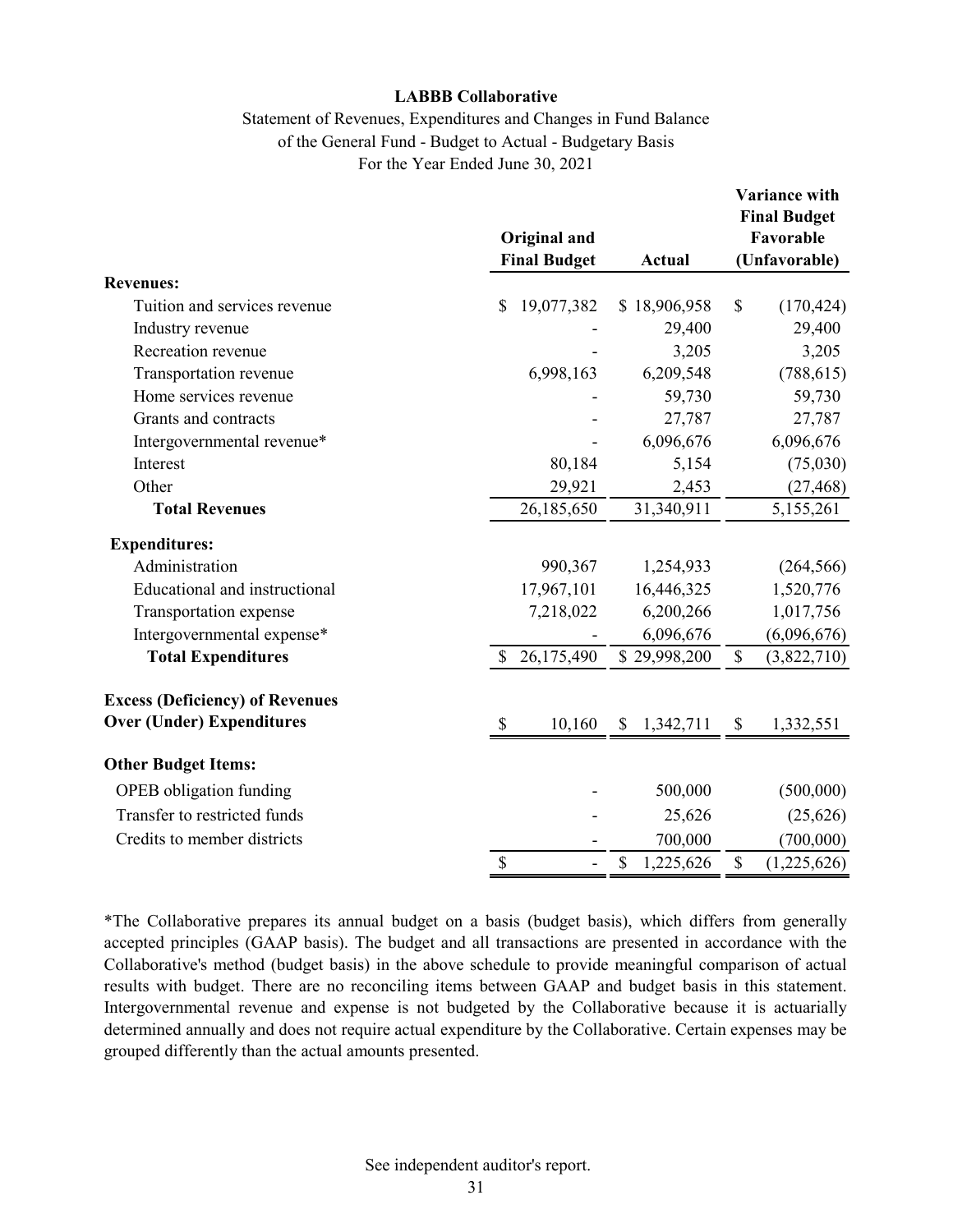**LABBB Collaborative**

Statement of Revenues, Expenditures and Changes in Fund Balance
of the General Fund - Budget to Actual - Budgetary Basis
For the Year Ended June 30, 2021

| | Original and Final Budget | Actual | Variance with Final Budget Favorable (Unfavorable) |
|---|---|---|---|
| **Revenues:** | | | |
| Tuition and services revenue | $ 19,077,382 | $ 18,906,958 | $ (170,424) |
| Industry revenue | - | 29,400 | 29,400 |
| Recreation revenue | - | 3,205 | 3,205 |
| Transportation revenue | 6,998,163 | 6,209,548 | (788,615) |
| Home services revenue | - | 59,730 | 59,730 |
| Grants and contracts | - | 27,787 | 27,787 |
| Intergovernmental revenue* | - | 6,096,676 | 6,096,676 |
| Interest | 80,184 | 5,154 | (75,030) |
| Other | 29,921 | 2,453 | (27,468) |
| **Total Revenues** | 26,185,650 | 31,340,911 | 5,155,261 |
| **Expenditures:** | | | |
| Administration | 990,367 | 1,254,933 | (264,566) |
| Educational and instructional | 17,967,101 | 16,446,325 | 1,520,776 |
| Transportation expense | 7,218,022 | 6,200,266 | 1,017,756 |
| Intergovernmental expense* | - | 6,096,676 | (6,096,676) |
| **Total Expenditures** | $ 26,175,490 | $ 29,998,200 | $ (3,822,710) |
| **Excess (Deficiency) of Revenues Over (Under) Expenditures** | $ 10,160 | $ 1,342,711 | $ 1,332,551 |
| **Other Budget Items:** | | | |
| OPEB obligation funding | - | 500,000 | (500,000) |
| Transfer to restricted funds | - | 25,626 | (25,626) |
| Credits to member districts | - | 700,000 | (700,000) |
| | $ - | $ 1,225,626 | $ (1,225,626) |

*The Collaborative prepares its annual budget on a basis (budget basis), which differs from generally accepted principles (GAAP basis). The budget and all transactions are presented in accordance with the Collaborative's method (budget basis) in the above schedule to provide meaningful comparison of actual results with budget. There are no reconciling items between GAAP and budget basis in this statement. Intergovernmental revenue and expense is not budgeted by the Collaborative because it is actuarially determined annually and does not require actual expenditure by the Collaborative. Certain expenses may be grouped differently than the actual amounts presented.

See independent auditor's report.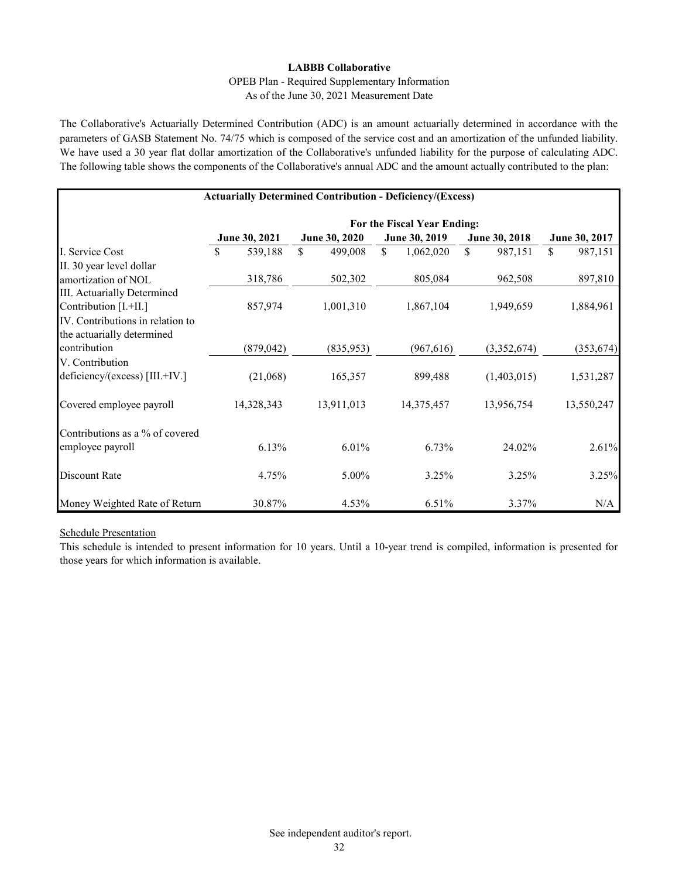**LABBB Collaborative**

OPEB Plan - Required Supplementary Information

As of the June 30, 2021 Measurement Date

The Collaborative's Actuarially Determined Contribution (ADC) is an amount actuarially determined in accordance with the parameters of GASB Statement No. 74/75 which is composed of the service cost and an amortization of the unfunded liability. We have used a 30 year flat dollar amortization of the Collaborative's unfunded liability for the purpose of calculating ADC. The following table shows the components of the Collaborative's annual ADC and the amount actually contributed to the plan:

**Actuarially Determined Contribution - Deficiency/(Excess)**

| | For the Fiscal Year Ending: | | | | |
|---|---|---|---|---|---|
| | **June 30, 2021** | **June 30, 2020** | **June 30, 2019** | **June 30, 2018** | **June 30, 2017** |
| I. Service Cost | $ 539,188 | $ 499,008 | $ 1,062,020 | $ 987,151 | $ 987,151 |
| II. 30 year level dollar amortization of NOL | 318,786 | 502,302 | 805,084 | 962,508 | 897,810 |
| III. Actuarially Determined Contribution [I.+II.] | 857,974 | 1,001,310 | 1,867,104 | 1,949,659 | 1,884,961 |
| IV. Contributions in relation to the actuarially determined contribution | (879,042) | (835,953) | (967,616) | (3,352,674) | (353,674) |
| V. Contribution deficiency/(excess) [III.+IV.] | (21,068) | 165,357 | 899,488 | (1,403,015) | 1,531,287 |
| Covered employee payroll | 14,328,343 | 13,911,013 | 14,375,457 | 13,956,754 | 13,550,247 |
| Contributions as a % of covered employee payroll | 6.13% | 6.01% | 6.73% | 24.02% | 2.61% |
| Discount Rate | 4.75% | 5.00% | 3.25% | 3.25% | 3.25% |
| Money Weighted Rate of Return | 30.87% | 4.53% | 6.51% | 3.37% | N/A |

Schedule Presentation

This schedule is intended to present information for 10 years. Until a 10-year trend is compiled, information is presented for those years for which information is available.

See independent auditor's report.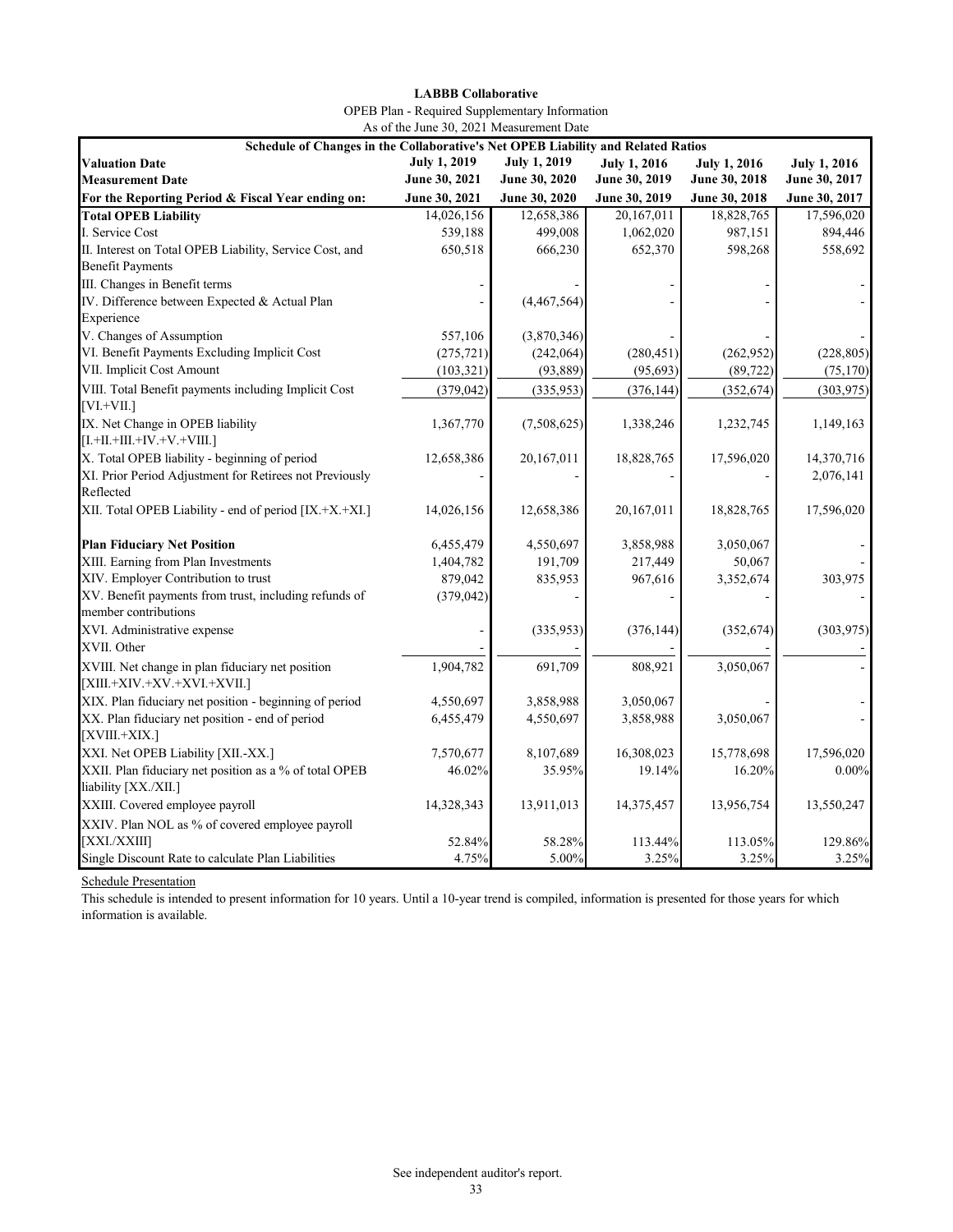**LABBB Collaborative**

OPEB Plan - Required Supplementary Information

As of the June 30, 2021 Measurement Date

| Schedule of Changes in the Collaborative's Net OPEB Liability and Related Ratios | | | | | |
|---|---|---|---|---|---|
| **Valuation Date** | **July 1, 2019** | **July 1, 2019** | **July 1, 2016** | **July 1, 2016** | **July 1, 2016** |
| **Measurement Date** | **June 30, 2021** | **June 30, 2020** | **June 30, 2019** | **June 30, 2018** | **June 30, 2017** |
| **For the Reporting Period & Fiscal Year ending on:** | **June 30, 2021** | **June 30, 2020** | **June 30, 2019** | **June 30, 2018** | **June 30, 2017** |
| **Total OPEB Liability** | 14,026,156 | 12,658,386 | 20,167,011 | 18,828,765 | 17,596,020 |
| I. Service Cost | 539,188 | 499,008 | 1,062,020 | 987,151 | 894,446 |
| II. Interest on Total OPEB Liability, Service Cost, and Benefit Payments | 650,518 | 666,230 | 652,370 | 598,268 | 558,692 |
| III. Changes in Benefit terms | - | - | - | - | - |
| IV. Difference between Expected & Actual Plan Experience | - | (4,467,564) | - | - | - |
| V. Changes of Assumption | 557,106 | (3,870,346) | - | - | - |
| VI. Benefit Payments Excluding Implicit Cost | (275,721) | (242,064) | (280,451) | (262,952) | (228,805) |
| VII. Implicit Cost Amount | (103,321) | (93,889) | (95,693) | (89,722) | (75,170) |
| VIII. Total Benefit payments including Implicit Cost [VI.+VII.] | (379,042) | (335,953) | (376,144) | (352,674) | (303,975) |
| IX. Net Change in OPEB liability [I.+II.+III.+IV.+V.+VIII.] | 1,367,770 | (7,508,625) | 1,338,246 | 1,232,745 | 1,149,163 |
| X. Total OPEB liability - beginning of period | 12,658,386 | 20,167,011 | 18,828,765 | 17,596,020 | 14,370,716 |
| XI. Prior Period Adjustment for Retirees not Previously Reflected | - | - | - | - | 2,076,141 |
| XII. Total OPEB Liability - end of period [IX.+X.+XI.] | 14,026,156 | 12,658,386 | 20,167,011 | 18,828,765 | 17,596,020 |
| **Plan Fiduciary Net Position** | 6,455,479 | 4,550,697 | 3,858,988 | 3,050,067 | - |
| XIII. Earning from Plan Investments | 1,404,782 | 191,709 | 217,449 | 50,067 | - |
| XIV. Employer Contribution to trust | 879,042 | 835,953 | 967,616 | 3,352,674 | 303,975 |
| XV. Benefit payments from trust, including refunds of member contributions | (379,042) | - | - | - | - |
| XVI. Administrative expense | - | (335,953) | (376,144) | (352,674) | (303,975) |
| XVII. Other | - | - | - | - | - |
| XVIII. Net change in plan fiduciary net position [XIII.+XIV.+XV.+XVI.+XVII.] | 1,904,782 | 691,709 | 808,921 | 3,050,067 | - |
| XIX. Plan fiduciary net position - beginning of period | 4,550,697 | 3,858,988 | 3,050,067 | - | - |
| XX. Plan fiduciary net position - end of period [XVIII.+XIX.] | 6,455,479 | 4,550,697 | 3,858,988 | 3,050,067 | - |
| XXI. Net OPEB Liability [XII.-XX.] | 7,570,677 | 8,107,689 | 16,308,023 | 15,778,698 | 17,596,020 |
| XXII. Plan fiduciary net position as a % of total OPEB liability [XX./XII.] | 46.02% | 35.95% | 19.14% | 16.20% | 0.00% |
| XXIII. Covered employee payroll | 14,328,343 | 13,911,013 | 14,375,457 | 13,956,754 | 13,550,247 |
| XXIV. Plan NOL as % of covered employee payroll [XXI./XXIII] | 52.84% | 58.28% | 113.44% | 113.05% | 129.86% |
| Single Discount Rate to calculate Plan Liabilities | 4.75% | 5.00% | 3.25% | 3.25% | 3.25% |

Schedule Presentation

This schedule is intended to present information for 10 years. Until a 10-year trend is compiled, information is presented for those years for which information is available.

See independent auditor's report.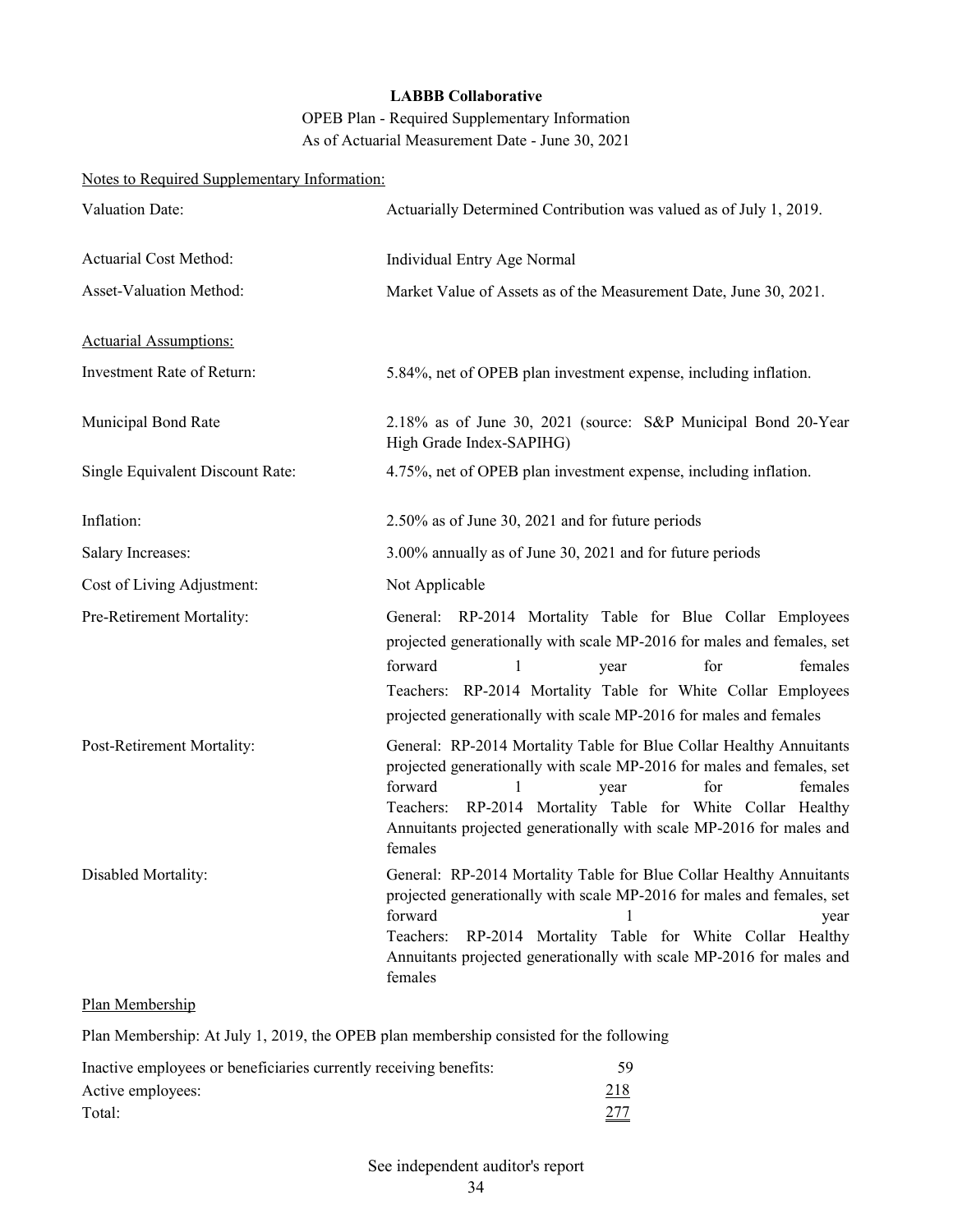**LABBB Collaborative**

OPEB Plan - Required Supplementary Information
As of Actuarial Measurement Date - June 30, 2021

Notes to Required Supplementary Information:

| | |
|---|---|
| Valuation Date: | Actuarially Determined Contribution was valued as of July 1, 2019. |
| Actuarial Cost Method: | Individual Entry Age Normal |
| Asset-Valuation Method: | Market Value of Assets as of the Measurement Date, June 30, 2021. |

Actuarial Assumptions:

| | |
|---|---|
| Investment Rate of Return: | 5.84%, net of OPEB plan investment expense, including inflation. |
| Municipal Bond Rate | 2.18% as of June 30, 2021 (source: S&P Municipal Bond 20-Year High Grade Index-SAPIHG) |
| Single Equivalent Discount Rate: | 4.75%, net of OPEB plan investment expense, including inflation. |
| Inflation: | 2.50% as of June 30, 2021 and for future periods |
| Salary Increases: | 3.00% annually as of June 30, 2021 and for future periods |
| Cost of Living Adjustment: | Not Applicable |
| Pre-Retirement Mortality: | General: RP-2014 Mortality Table for Blue Collar Employees projected generationally with scale MP-2016 for males and females, set forward 1 year for females<br>Teachers: RP-2014 Mortality Table for White Collar Employees projected generationally with scale MP-2016 for males and females |
| Post-Retirement Mortality: | General: RP-2014 Mortality Table for Blue Collar Healthy Annuitants projected generationally with scale MP-2016 for males and females, set forward 1 year for females<br>Teachers: RP-2014 Mortality Table for White Collar Healthy Annuitants projected generationally with scale MP-2016 for males and females |
| Disabled Mortality: | General: RP-2014 Mortality Table for Blue Collar Healthy Annuitants projected generationally with scale MP-2016 for males and females, set forward 1 year<br>Teachers: RP-2014 Mortality Table for White Collar Healthy Annuitants projected generationally with scale MP-2016 for males and females |

Plan Membership

Plan Membership: At July 1, 2019, the OPEB plan membership consisted for the following

| | |
|---|---|
| Inactive employees or beneficiaries currently receiving benefits: | 59 |
| Active employees: | 218 |
| Total: | 277 |

See independent auditor's report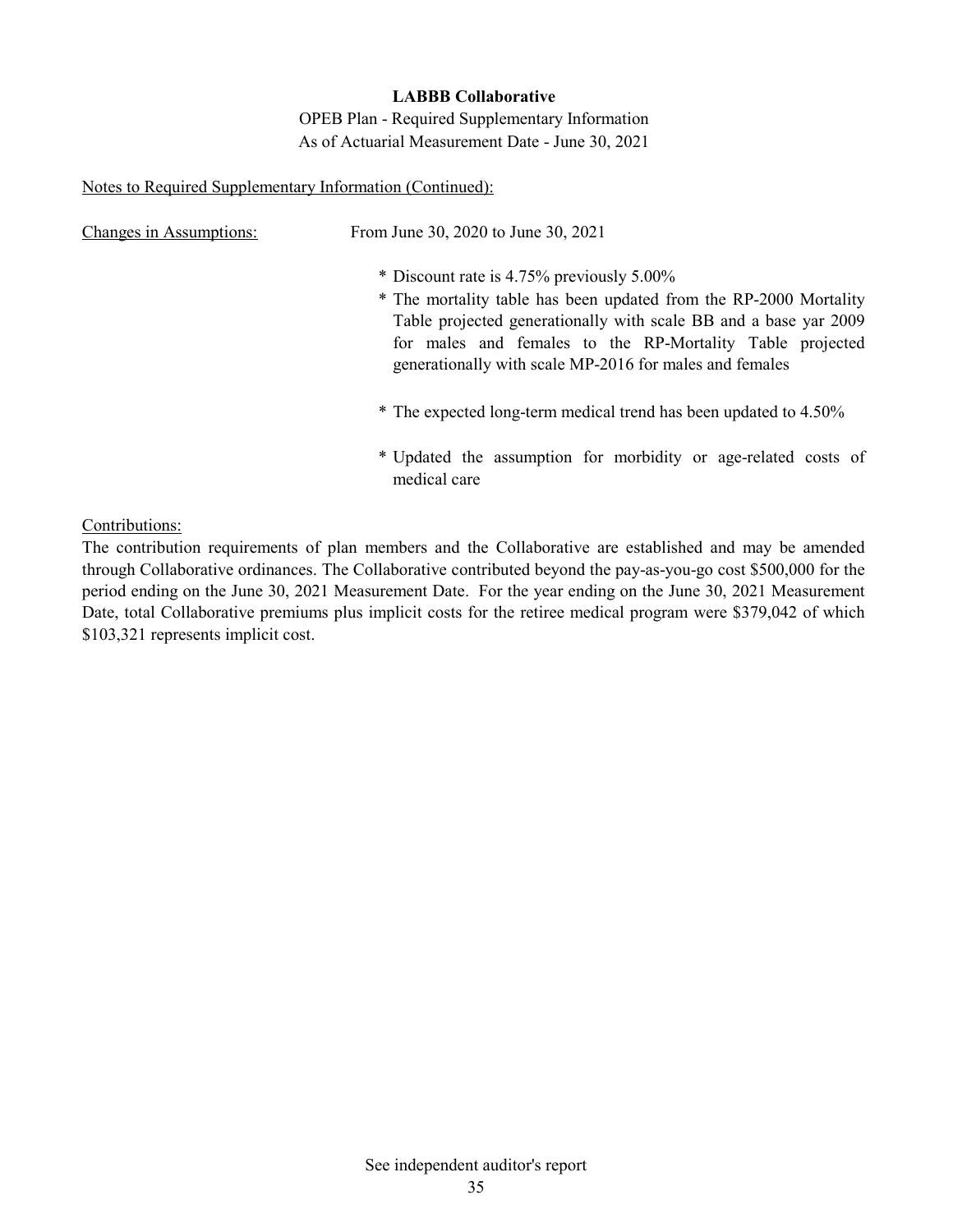**LABBB Collaborative**

OPEB Plan - Required Supplementary Information
As of Actuarial Measurement Date - June 30, 2021

Notes to Required Supplementary Information (Continued):

Changes in Assumptions: From June 30, 2020 to June 30, 2021

* Discount rate is 4.75% previously 5.00%
* The mortality table has been updated from the RP-2000 Mortality Table projected generationally with scale BB and a base yar 2009 for males and females to the RP-Mortality Table projected generationally with scale MP-2016 for males and females
* The expected long-term medical trend has been updated to 4.50%
* Updated the assumption for morbidity or age-related costs of medical care

Contributions:

The contribution requirements of plan members and the Collaborative are established and may be amended through Collaborative ordinances. The Collaborative contributed beyond the pay-as-you-go cost $500,000 for the period ending on the June 30, 2021 Measurement Date. For the year ending on the June 30, 2021 Measurement Date, total Collaborative premiums plus implicit costs for the retiree medical program were $379,042 of which $103,321 represents implicit cost.

See independent auditor's report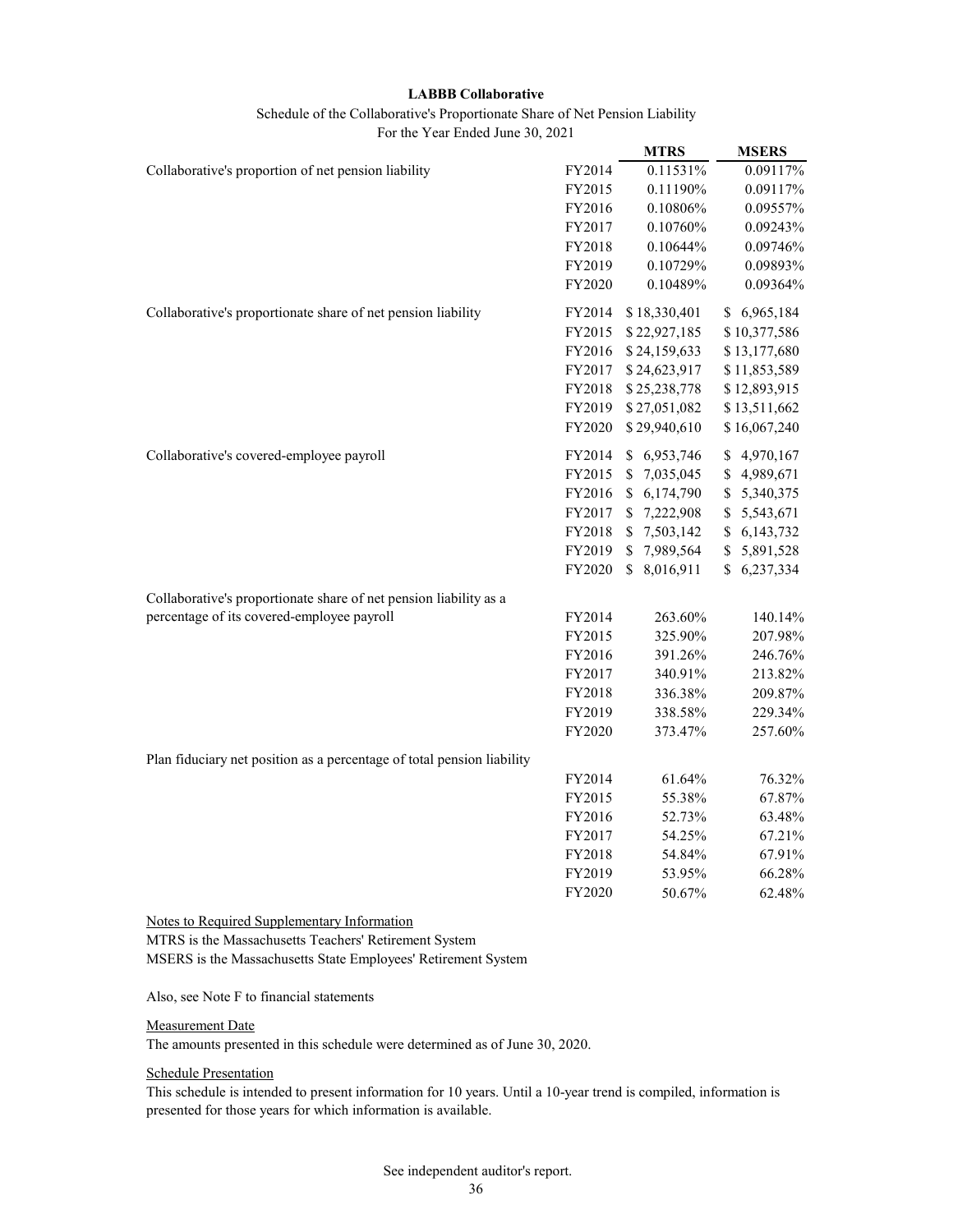**LABBB Collaborative**

Schedule of the Collaborative's Proportionate Share of Net Pension Liability

For the Year Ended June 30, 2021

| | | MTRS | MSERS |
|---|---|---|---|
| Collaborative's proportion of net pension liability | FY2014 | 0.11531% | 0.09117% |
| | FY2015 | 0.11190% | 0.09117% |
| | FY2016 | 0.10806% | 0.09557% |
| | FY2017 | 0.10760% | 0.09243% |
| | FY2018 | 0.10644% | 0.09746% |
| | FY2019 | 0.10729% | 0.09893% |
| | FY2020 | 0.10489% | 0.09364% |
| Collaborative's proportionate share of net pension liability | FY2014 | $ 18,330,401 | $ 6,965,184 |
| | FY2015 | $ 22,927,185 | $ 10,377,586 |
| | FY2016 | $ 24,159,633 | $ 13,177,680 |
| | FY2017 | $ 24,623,917 | $ 11,853,589 |
| | FY2018 | $ 25,238,778 | $ 12,893,915 |
| | FY2019 | $ 27,051,082 | $ 13,511,662 |
| | FY2020 | $ 29,940,610 | $ 16,067,240 |
| Collaborative's covered-employee payroll | FY2014 | $ 6,953,746 | $ 4,970,167 |
| | FY2015 | $ 7,035,045 | $ 4,989,671 |
| | FY2016 | $ 6,174,790 | $ 5,340,375 |
| | FY2017 | $ 7,222,908 | $ 5,543,671 |
| | FY2018 | $ 7,503,142 | $ 6,143,732 |
| | FY2019 | $ 7,989,564 | $ 5,891,528 |
| | FY2020 | $ 8,016,911 | $ 6,237,334 |
| Collaborative's proportionate share of net pension liability as a percentage of its covered-employee payroll | FY2014 | 263.60% | 140.14% |
| | FY2015 | 325.90% | 207.98% |
| | FY2016 | 391.26% | 246.76% |
| | FY2017 | 340.91% | 213.82% |
| | FY2018 | 336.38% | 209.87% |
| | FY2019 | 338.58% | 229.34% |
| | FY2020 | 373.47% | 257.60% |
| Plan fiduciary net position as a percentage of total pension liability | FY2014 | 61.64% | 76.32% |
| | FY2015 | 55.38% | 67.87% |
| | FY2016 | 52.73% | 63.48% |
| | FY2017 | 54.25% | 67.21% |
| | FY2018 | 54.84% | 67.91% |
| | FY2019 | 53.95% | 66.28% |
| | FY2020 | 50.67% | 62.48% |

Notes to Required Supplementary Information

MTRS is the Massachusetts Teachers' Retirement System

MSERS is the Massachusetts State Employees' Retirement System

Also, see Note F to financial statements

Measurement Date

The amounts presented in this schedule were determined as of June 30, 2020.

Schedule Presentation

This schedule is intended to present information for 10 years. Until a 10-year trend is compiled, information is presented for those years for which information is available.

See independent auditor's report.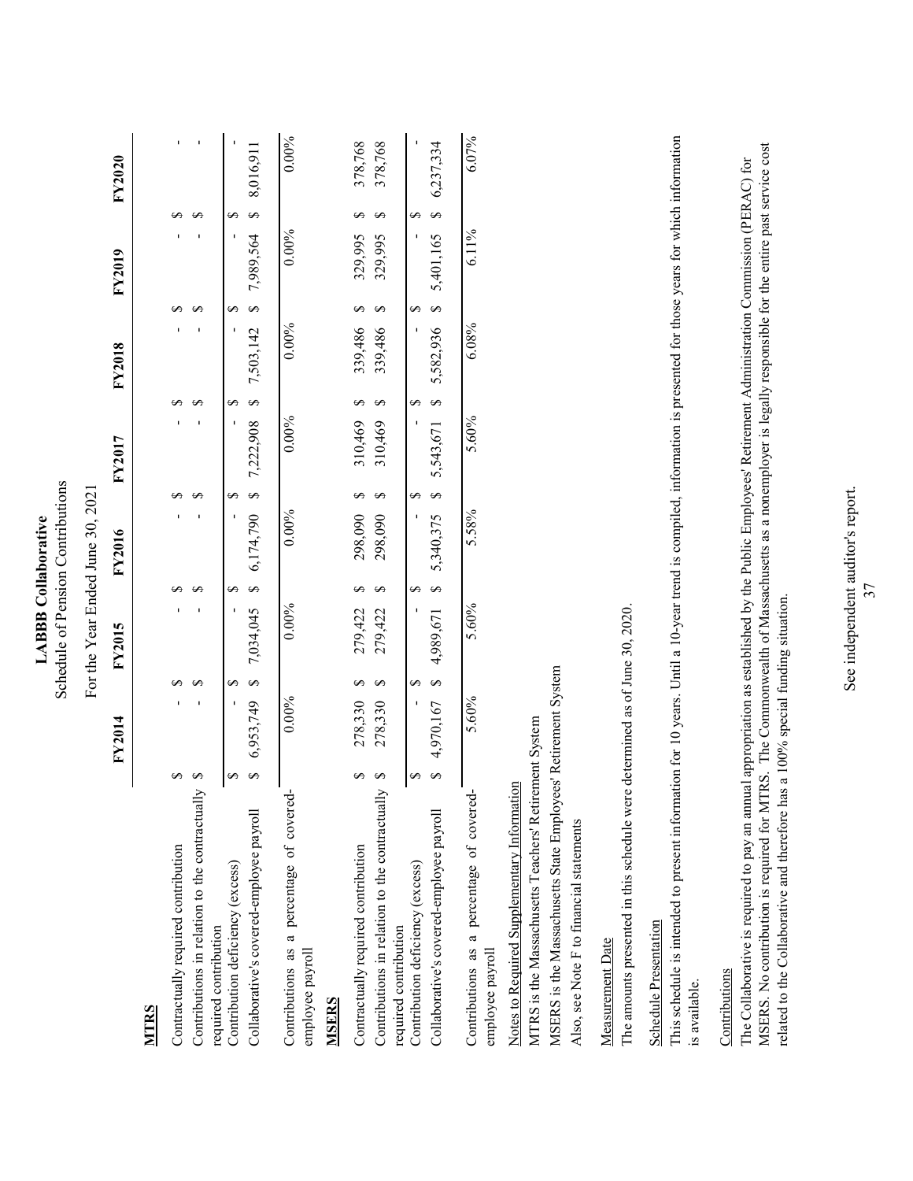# LABBB Collaborative

Schedule of Pension Contributions

For the Year Ended June 30, 2021

| | FY2014 | FY2015 | FY2016 | FY2017 | FY2018 | FY2019 | FY2020 |
|---|---|---|---|---|---|---|---|
| **MTRS** | | | | | | | |
| Contractually required contribution | $ - | $ - | $ - | $ - | $ - | $ - | $ - |
| Contributions in relation to the contractually required contribution | $ - | $ - | $ - | $ - | $ - | $ - | $ - |
| Contribution deficiency (excess) | $ - | $ - | $ - | $ - | $ - | $ - | $ - |
| Collaborative's covered-employee payroll | $ 6,953,749 | $ 7,034,045 | $ 6,174,790 | $ 7,222,908 | $ 7,503,142 | $ 7,989,564 | $ 8,016,911 |
| Contributions as a percentage of covered-employee payroll | 0.00% | 0.00% | 0.00% | 0.00% | 0.00% | 0.00% | 0.00% |
| **MSERS** | | | | | | | |
| Contractually required contribution | $ 278,330 | $ 279,422 | $ 298,090 | $ 310,469 | $ 339,486 | $ 329,995 | $ 378,768 |
| Contributions in relation to the contractually required contribution | $ 278,330 | $ 279,422 | $ 298,090 | $ 310,469 | $ 339,486 | $ 329,995 | $ 378,768 |
| Contribution deficiency (excess) | $ - | $ - | $ - | $ - | $ - | $ - | $ - |
| Collaborative's covered-employee payroll | $ 4,970,167 | $ 4,989,671 | $ 5,340,375 | $ 5,543,671 | $ 5,582,936 | $ 5,401,165 | $ 6,237,334 |
| Contributions as a percentage of covered-employee payroll | 5.60% | 5.60% | 5.58% | 5.60% | 6.08% | 6.11% | 6.07% |

Notes to Required Supplementary Information

MTRS is the Massachusetts Teachers' Retirement System

MSERS is the Massachusetts State Employees' Retirement System

Also, see Note F to financial statements

Measurement Date

The amounts presented in this schedule were determined as of June 30, 2020.

Schedule Presentation

This schedule is intended to present information for 10 years. Until a 10-year trend is compiled, information is presented for those years for which information is available.

Contributions

The Collaborative is required to pay an annual appropriation as established by the Public Employees' Retirement Administration Commission (PERAC) for MSERS. No contribution is required for MTRS. The Commonwealth of Massachusetts as a nonemployer is legally responsible for the entire past service cost related to the Collaborative and therefore has a 100% special funding situation.

See independent auditor's report.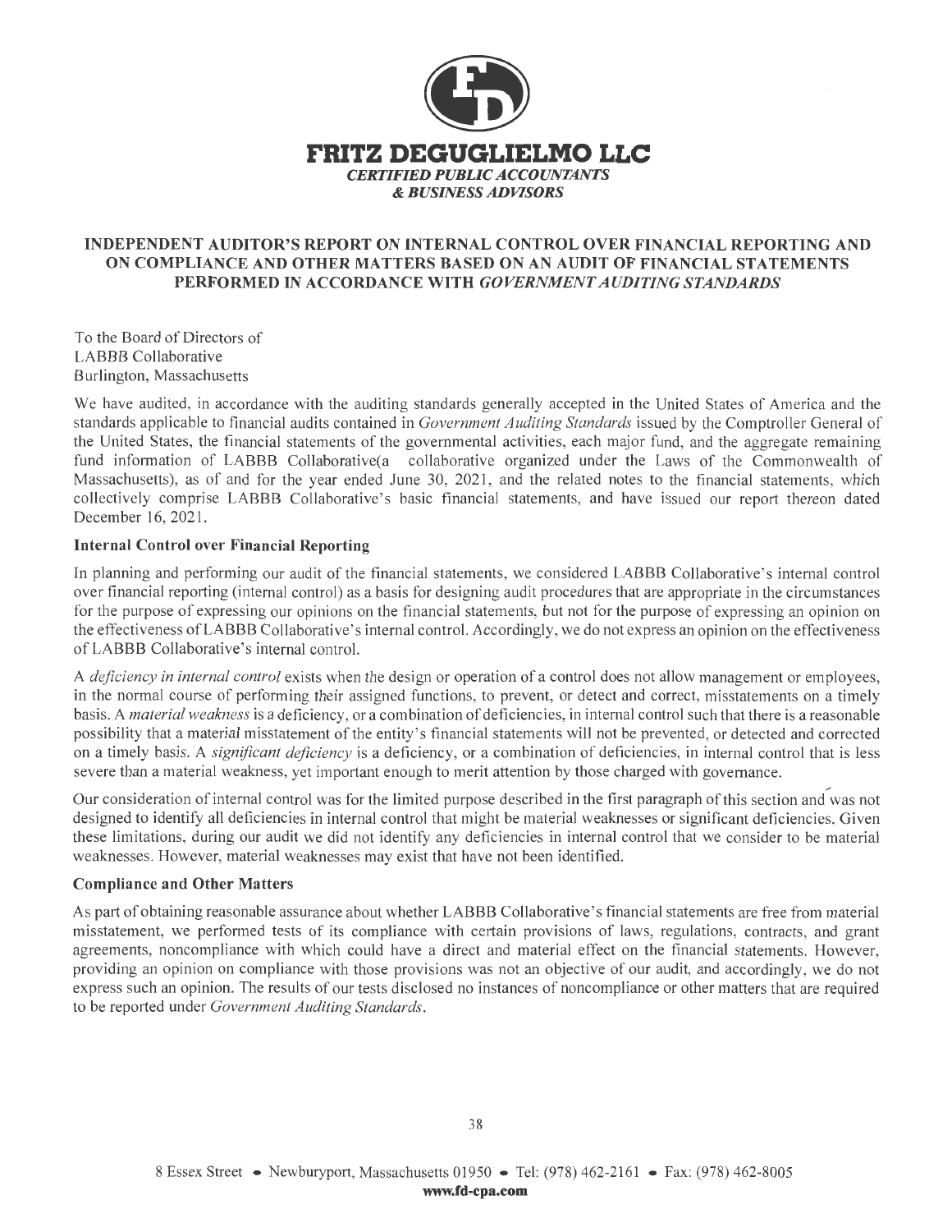**FRITZ DEGUGLIELMO LLC**
*CERTIFIED PUBLIC ACCOUNTANTS*
*& BUSINESS ADVISORS*

## INDEPENDENT AUDITOR'S REPORT ON INTERNAL CONTROL OVER FINANCIAL REPORTING AND ON COMPLIANCE AND OTHER MATTERS BASED ON AN AUDIT OF FINANCIAL STATEMENTS PERFORMED IN ACCORDANCE WITH *GOVERNMENT AUDITING STANDARDS*

To the Board of Directors of
LABBB Collaborative
Burlington, Massachusetts

We have audited, in accordance with the auditing standards generally accepted in the United States of America and the standards applicable to financial audits contained in *Government Auditing Standards* issued by the Comptroller General of the United States, the financial statements of the governmental activities, each major fund, and the aggregate remaining fund information of LABBB Collaborative(a collaborative organized under the Laws of the Commonwealth of Massachusetts), as of and for the year ended June 30, 2021, and the related notes to the financial statements, which collectively comprise LABBB Collaborative's basic financial statements, and have issued our report thereon dated December 16, 2021.

### Internal Control over Financial Reporting

In planning and performing our audit of the financial statements, we considered LABBB Collaborative's internal control over financial reporting (internal control) as a basis for designing audit procedures that are appropriate in the circumstances for the purpose of expressing our opinions on the financial statements, but not for the purpose of expressing an opinion on the effectiveness of LABBB Collaborative's internal control. Accordingly, we do not express an opinion on the effectiveness of LABBB Collaborative's internal control.

A *deficiency in internal control* exists when the design or operation of a control does not allow management or employees, in the normal course of performing their assigned functions, to prevent, or detect and correct, misstatements on a timely basis. A *material weakness* is a deficiency, or a combination of deficiencies, in internal control such that there is a reasonable possibility that a material misstatement of the entity's financial statements will not be prevented, or detected and corrected on a timely basis. A *significant deficiency* is a deficiency, or a combination of deficiencies, in internal control that is less severe than a material weakness, yet important enough to merit attention by those charged with governance.

Our consideration of internal control was for the limited purpose described in the first paragraph of this section and was not designed to identify all deficiencies in internal control that might be material weaknesses or significant deficiencies. Given these limitations, during our audit we did not identify any deficiencies in internal control that we consider to be material weaknesses. However, material weaknesses may exist that have not been identified.

### Compliance and Other Matters

As part of obtaining reasonable assurance about whether LABBB Collaborative's financial statements are free from material misstatement, we performed tests of its compliance with certain provisions of laws, regulations, contracts, and grant agreements, noncompliance with which could have a direct and material effect on the financial statements. However, providing an opinion on compliance with those provisions was not an objective of our audit, and accordingly, we do not express such an opinion. The results of our tests disclosed no instances of noncompliance or other matters that are required to be reported under *Government Auditing Standards*.

8 Essex Street • Newburyport, Massachusetts 01950 • Tel: (978) 462-2161 • Fax: (978) 462-8005
**www.fd-cpa.com**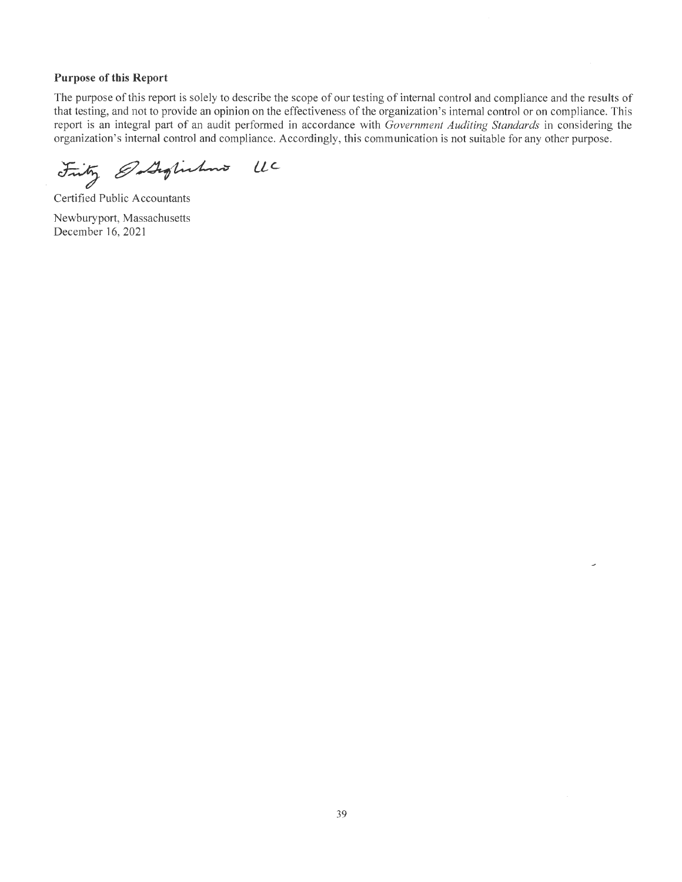**Purpose of this Report**

The purpose of this report is solely to describe the scope of our testing of internal control and compliance and the results of that testing, and not to provide an opinion on the effectiveness of the organization's internal control or on compliance. This report is an integral part of an audit performed in accordance with *Government Auditing Standards* in considering the organization's internal control and compliance. Accordingly, this communication is not suitable for any other purpose.

Fritz DeGuglielmo LLC

Certified Public Accountants

Newburyport, Massachusetts
December 16, 2021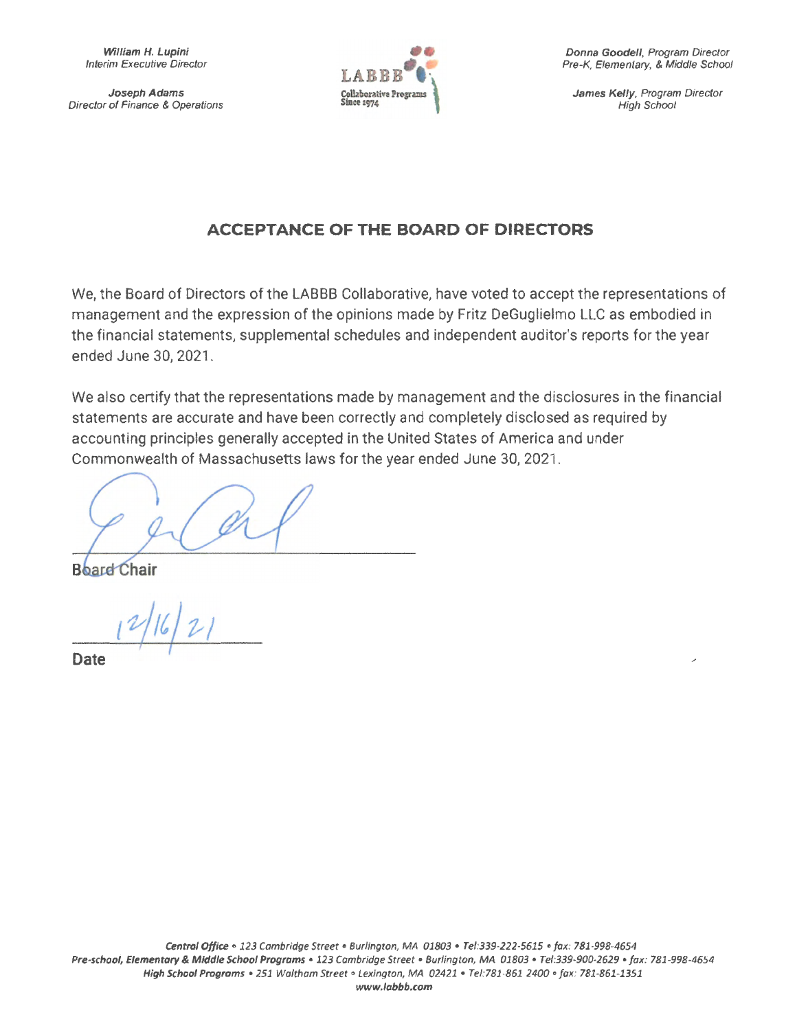*William H. Lupini*
*Interim Executive Director*

*Joseph Adams*
*Director of Finance & Operations*

LABBB
Collaborative Programs
Since 1974

*Donna Goodell, Program Director*
*Pre-K, Elementary, & Middle School*

*James Kelly, Program Director*
*High School*

## ACCEPTANCE OF THE BOARD OF DIRECTORS

We, the Board of Directors of the LABBB Collaborative, have voted to accept the representations of management and the expression of the opinions made by Fritz DeGuglielmo LLC as embodied in the financial statements, supplemental schedules and independent auditor's reports for the year ended June 30, 2021.

We also certify that the representations made by management and the disclosures in the financial statements are accurate and have been correctly and completely disclosed as required by accounting principles generally accepted in the United States of America and under Commonwealth of Massachusetts laws for the year ended June 30, 2021.

\_\_\_\_\_\_\_\_\_\_\_\_\_\_\_\_\_\_\_\_\_\_\_\_\_\_\_\_\_\_
Board Chair

12/16/21
\_\_\_\_\_\_\_\_\_\_\_\_\_\_\_\_\_\_\_\_
Date

***Central Office*** • *123 Cambridge Street* • *Burlington, MA 01803* • *Tel:339-222-5615* • *fax: 781-998-4654*
***Pre-school, Elementary & Middle School Programs*** • *123 Cambridge Street* • *Burlington, MA 01803* • *Tel:339-900-2629* • *fax: 781-998-4654*
***High School Programs*** • *251 Waltham Street* • *Lexington, MA 02421* • *Tel:781-861 2400* • *fax: 781-861-1351*
***www.labbb.com***